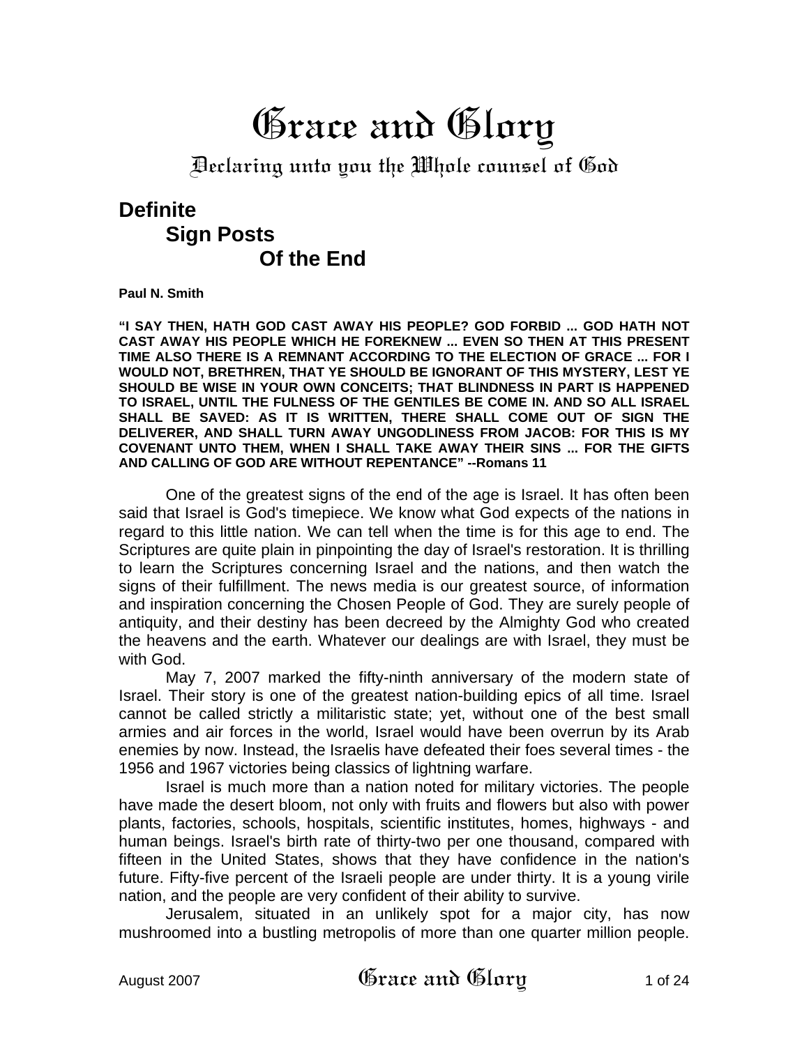# Grace and Glory

## Declaring unto you the Whole counsel of God

## Definite Sign Posts Of the End

**Paul N. Smith**

**"I SAY THEN, HATH GOD CAST AWAY HIS PEOPLE? GOD FORBID ... GOD HATH NOT CAST AWAY HIS PEOPLE WHICH HE FOREKNEW ... EVEN SO THEN AT THIS PRESENT TIME ALSO THERE IS A REMNANT ACCORDING TO THE ELECTION OF GRACE ... FOR I WOULD NOT, BRETHREN, THAT YE SHOULD BE IGNORANT OF THIS MYSTERY, LEST YE SHOULD BE WISE IN YOUR OWN CONCEITS; THAT BLINDNESS IN PART IS HAPPENED TO ISRAEL, UNTIL THE FULNESS OF THE GENTILES BE COME IN. AND SO ALL ISRAEL SHALL BE SAVED: AS IT IS WRITTEN, THERE SHALL COME OUT OF SIGN THE DELIVERER, AND SHALL TURN AWAY UNGODLINESS FROM JACOB: FOR THIS IS MY COVENANT UNTO THEM, WHEN I SHALL TAKE AWAY THEIR SINS ... FOR THE GIFTS AND CALLING OF GOD ARE WITHOUT REPENTANCE" --Romans 11**

One of the greatest signs of the end of the age is Israel. It has often been said that Israel is God's timepiece. We know what God expects of the nations in regard to this little nation. We can tell when the time is for this age to end. The Scriptures are quite plain in pinpointing the day of Israel's restoration. It is thrilling to learn the Scriptures concerning Israel and the nations, and then watch the signs of their fulfillment. The news media is our greatest source, of information and inspiration concerning the Chosen People of God. They are surely people of antiquity, and their destiny has been decreed by the Almighty God who created the heavens and the earth. Whatever our dealings are with Israel, they must be with God.

May 7, 2007 marked the fifty-ninth anniversary of the modern state of Israel. Their story is one of the greatest nation-building epics of all time. Israel cannot be called strictly a militaristic state; yet, without one of the best small armies and air forces in the world, Israel would have been overrun by its Arab enemies by now. Instead, the Israelis have defeated their foes several times - the 1956 and 1967 victories being classics of lightning warfare.

Israel is much more than a nation noted for military victories. The people have made the desert bloom, not only with fruits and flowers but also with power plants, factories, schools, hospitals, scientific institutes, homes, highways - and human beings. Israel's birth rate of thirty-two per one thousand, compared with fifteen in the United States, shows that they have confidence in the nation's future. Fifty-five percent of the Israeli people are under thirty. It is a young virile nation, and the people are very confident of their ability to survive.

Jerusalem, situated in an unlikely spot for a major city, has now mushroomed into a bustling metropolis of more than one quarter million people.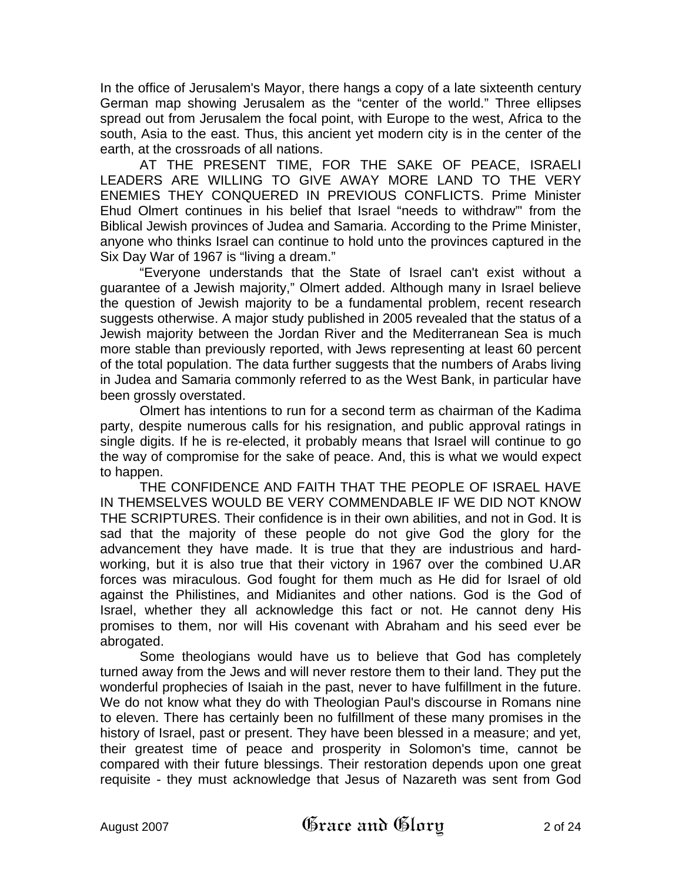In the office of Jerusalem's Mayor, there hangs a copy of a late sixteenth century German map showing Jerusalem as the "center of the world." Three ellipses spread out from Jerusalem the focal point, with Europe to the west, Africa to the south, Asia to the east. Thus, this ancient yet modern city is in the center of the earth, at the crossroads of all nations.

AT THE PRESENT TIME, FOR THE SAKE OF PEACE, ISRAELI LEADERS ARE WILLING TO GIVE AWAY MORE LAND TO THE VERY ENEMIES THEY CONQUERED IN PREVIOUS CONFLICTS. Prime Minister Ehud Olmert continues in his belief that Israel "needs to withdraw"' from the Biblical Jewish provinces of Judea and Samaria. According to the Prime Minister, anyone who thinks Israel can continue to hold unto the provinces captured in the Six Day War of 1967 is "living a dream."

"Everyone understands that the State of Israel can't exist without a guarantee of a Jewish majority," Olmert added. Although many in Israel believe the question of Jewish majority to be a fundamental problem, recent research suggests otherwise. A major study published in 2005 revealed that the status of a Jewish majority between the Jordan River and the Mediterranean Sea is much more stable than previously reported, with Jews representing at least 60 percent of the total population. The data further suggests that the numbers of Arabs living in Judea and Samaria commonly referred to as the West Bank, in particular have been grossly overstated.

Olmert has intentions to run for a second term as chairman of the Kadima party, despite numerous calls for his resignation, and public approval ratings in single digits. If he is re-elected, it probably means that Israel will continue to go the way of compromise for the sake of peace. And, this is what we would expect to happen.

THE CONFIDENCE AND FAITH THAT THE PEOPLE OF ISRAEL HAVE IN THEMSELVES WOULD BE VERY COMMENDABLE IF WE DID NOT KNOW THE SCRIPTURES. Their confidence is in their own abilities, and not in God. It is sad that the majority of these people do not give God the glory for the advancement they have made. It is true that they are industrious and hard-working, but it is also true that their victory in 1967 over the combined U.AR forces was miraculous. God fought for them much as He did for Israel of old against the Philistines, and Midianites and other nations. God is the God of Israel, whether they all acknowledge this fact or not. He cannot deny His promises to them, nor will His covenant with Abraham and his seed ever be abrogated.

Some theologians would have us to believe that God has completely turned away from the Jews and will never restore them to their land. They put the wonderful prophecies of Isaiah in the past, never to have fulfillment in the future. We do not know what they do with Theologian Paul's discourse in Romans nine to eleven. There has certainly been no fulfillment of these many promises in the history of Israel, past or present. They have been blessed in a measure; and yet, their greatest time of peace and prosperity in Solomon's time, cannot be compared with their future blessings. Their restoration depends upon one great requisite - they must acknowledge that Jesus of Nazareth was sent from God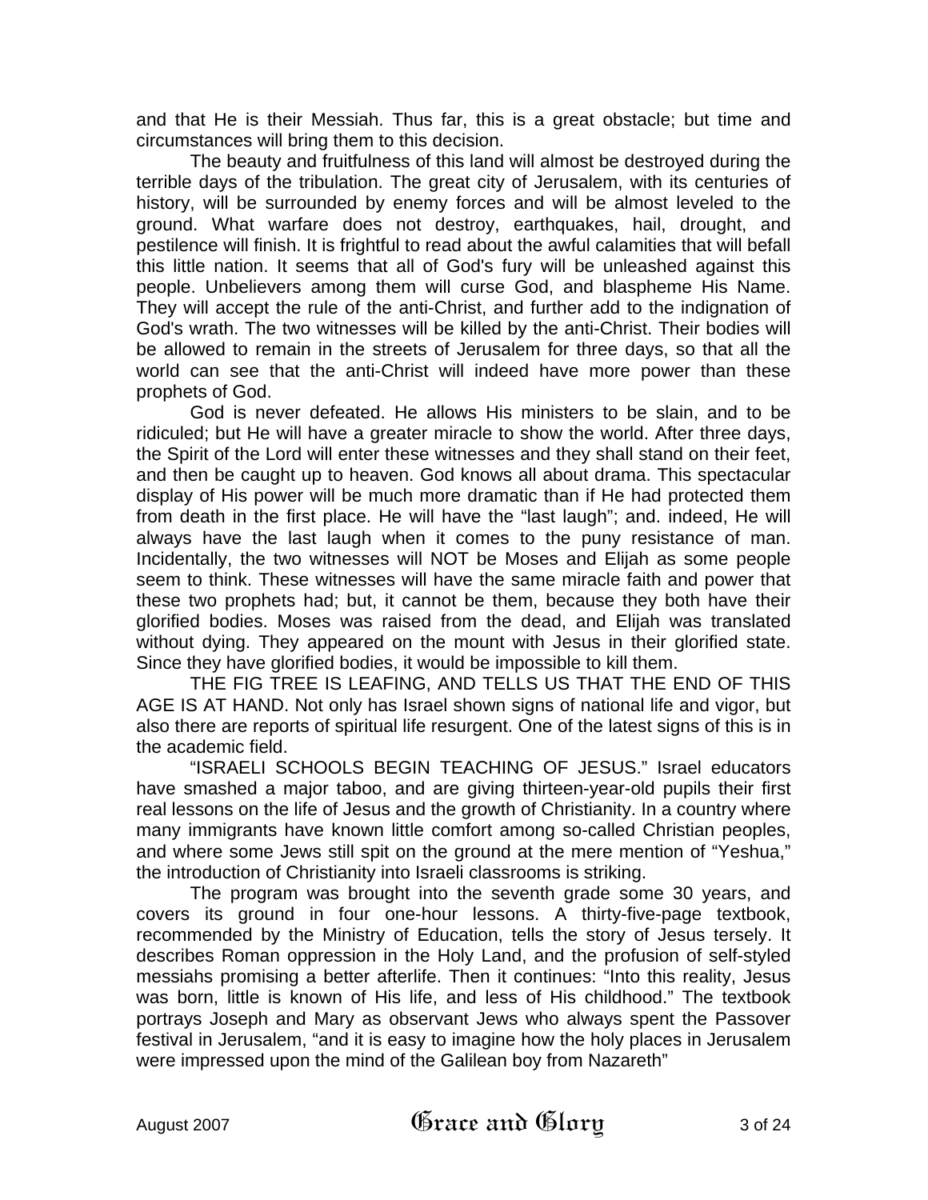and that He is their Messiah. Thus far, this is a great obstacle; but time and circumstances will bring them to this decision.

The beauty and fruitfulness of this land will almost be destroyed during the terrible days of the tribulation. The great city of Jerusalem, with its centuries of history, will be surrounded by enemy forces and will be almost leveled to the ground. What warfare does not destroy, earthquakes, hail, drought, and pestilence will finish. It is frightful to read about the awful calamities that will befall this little nation. It seems that all of God's fury will be unleashed against this people. Unbelievers among them will curse God, and blaspheme His Name. They will accept the rule of the anti-Christ, and further add to the indignation of God's wrath. The two witnesses will be killed by the anti-Christ. Their bodies will be allowed to remain in the streets of Jerusalem for three days, so that all the world can see that the anti-Christ will indeed have more power than these prophets of God.

God is never defeated. He allows His ministers to be slain, and to be ridiculed; but He will have a greater miracle to show the world. After three days, the Spirit of the Lord will enter these witnesses and they shall stand on their feet, and then be caught up to heaven. God knows all about drama. This spectacular display of His power will be much more dramatic than if He had protected them from death in the first place. He will have the "last laugh"; and. indeed, He will always have the last laugh when it comes to the puny resistance of man. Incidentally, the two witnesses will NOT be Moses and Elijah as some people seem to think. These witnesses will have the same miracle faith and power that these two prophets had; but, it cannot be them, because they both have their glorified bodies. Moses was raised from the dead, and Elijah was translated without dying. They appeared on the mount with Jesus in their glorified state. Since they have glorified bodies, it would be impossible to kill them.

THE FIG TREE IS LEAFING, AND TELLS US THAT THE END OF THIS AGE IS AT HAND. Not only has Israel shown signs of national life and vigor, but also there are reports of spiritual life resurgent. One of the latest signs of this is in the academic field.

"ISRAELI SCHOOLS BEGIN TEACHING OF JESUS." Israel educators have smashed a major taboo, and are giving thirteen-year-old pupils their first real lessons on the life of Jesus and the growth of Christianity. In a country where many immigrants have known little comfort among so-called Christian peoples, and where some Jews still spit on the ground at the mere mention of "Yeshua," the introduction of Christianity into Israeli classrooms is striking.

The program was brought into the seventh grade some 30 years, and covers its ground in four one-hour lessons. A thirty-five-page textbook, recommended by the Ministry of Education, tells the story of Jesus tersely. It describes Roman oppression in the Holy Land, and the profusion of self-styled messiahs promising a better afterlife. Then it continues: "Into this reality, Jesus was born, little is known of His life, and less of His childhood." The textbook portrays Joseph and Mary as observant Jews who always spent the Passover festival in Jerusalem, "and it is easy to imagine how the holy places in Jerusalem were impressed upon the mind of the Galilean boy from Nazareth"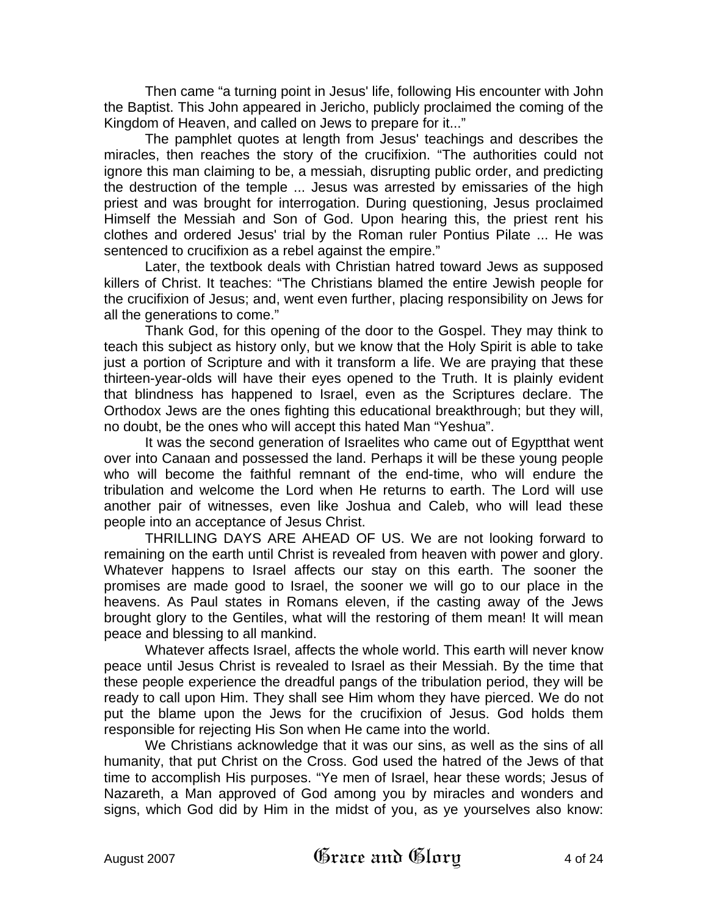Then came "a turning point in Jesus' life, following His encounter with John the Baptist. This John appeared in Jericho, publicly proclaimed the coming of the Kingdom of Heaven, and called on Jews to prepare for it..."

The pamphlet quotes at length from Jesus' teachings and describes the miracles, then reaches the story of the crucifixion. "The authorities could not ignore this man claiming to be, a messiah, disrupting public order, and predicting the destruction of the temple ... Jesus was arrested by emissaries of the high priest and was brought for interrogation. During questioning, Jesus proclaimed Himself the Messiah and Son of God. Upon hearing this, the priest rent his clothes and ordered Jesus' trial by the Roman ruler Pontius Pilate ... He was sentenced to crucifixion as a rebel against the empire."

Later, the textbook deals with Christian hatred toward Jews as supposed killers of Christ. It teaches: "The Christians blamed the entire Jewish people for the crucifixion of Jesus; and, went even further, placing responsibility on Jews for all the generations to come."

Thank God, for this opening of the door to the Gospel. They may think to teach this subject as history only, but we know that the Holy Spirit is able to take just a portion of Scripture and with it transform a life. We are praying that these thirteen-year-olds will have their eyes opened to the Truth. It is plainly evident that blindness has happened to Israel, even as the Scriptures declare. The Orthodox Jews are the ones fighting this educational breakthrough; but they will, no doubt, be the ones who will accept this hated Man "Yeshua".

It was the second generation of Israelites who came out of Egyptthat went over into Canaan and possessed the land. Perhaps it will be these young people who will become the faithful remnant of the end-time, who will endure the tribulation and welcome the Lord when He returns to earth. The Lord will use another pair of witnesses, even like Joshua and Caleb, who will lead these people into an acceptance of Jesus Christ.

THRILLING DAYS ARE AHEAD OF US. We are not looking forward to remaining on the earth until Christ is revealed from heaven with power and glory. Whatever happens to Israel affects our stay on this earth. The sooner the promises are made good to Israel, the sooner we will go to our place in the heavens. As Paul states in Romans eleven, if the casting away of the Jews brought glory to the Gentiles, what will the restoring of them mean! It will mean peace and blessing to all mankind.

Whatever affects Israel, affects the whole world. This earth will never know peace until Jesus Christ is revealed to Israel as their Messiah. By the time that these people experience the dreadful pangs of the tribulation period, they will be ready to call upon Him. They shall see Him whom they have pierced. We do not put the blame upon the Jews for the crucifixion of Jesus. God holds them responsible for rejecting His Son when He came into the world.

We Christians acknowledge that it was our sins, as well as the sins of all humanity, that put Christ on the Cross. God used the hatred of the Jews of that time to accomplish His purposes. "Ye men of Israel, hear these words; Jesus of Nazareth, a Man approved of God among you by miracles and wonders and signs, which God did by Him in the midst of you, as ye yourselves also know: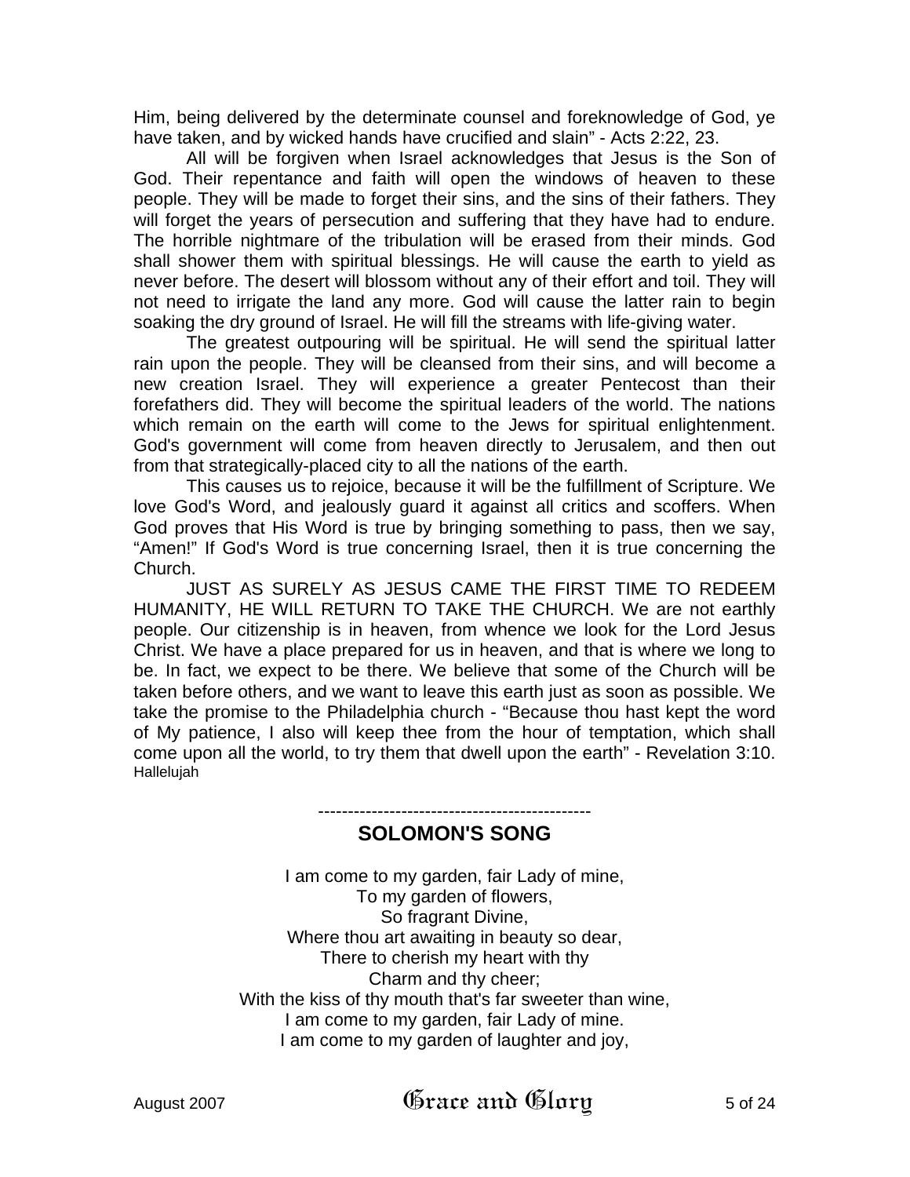Him, being delivered by the determinate counsel and foreknowledge of God, ye have taken, and by wicked hands have crucified and slain" - Acts 2:22, 23.

All will be forgiven when Israel acknowledges that Jesus is the Son of God. Their repentance and faith will open the windows of heaven to these people. They will be made to forget their sins, and the sins of their fathers. They will forget the years of persecution and suffering that they have had to endure. The horrible nightmare of the tribulation will be erased from their minds. God shall shower them with spiritual blessings. He will cause the earth to yield as never before. The desert will blossom without any of their effort and toil. They will not need to irrigate the land any more. God will cause the latter rain to begin soaking the dry ground of Israel. He will fill the streams with life-giving water.

The greatest outpouring will be spiritual. He will send the spiritual latter rain upon the people. They will be cleansed from their sins, and will become a new creation Israel. They will experience a greater Pentecost than their forefathers did. They will become the spiritual leaders of the world. The nations which remain on the earth will come to the Jews for spiritual enlightenment. God's government will come from heaven directly to Jerusalem, and then out from that strategically-placed city to all the nations of the earth.

This causes us to rejoice, because it will be the fulfillment of Scripture. We love God's Word, and jealously guard it against all critics and scoffers. When God proves that His Word is true by bringing something to pass, then we say, "Amen!" If God's Word is true concerning Israel, then it is true concerning the Church.

JUST AS SURELY AS JESUS CAME THE FIRST TIME TO REDEEM HUMANITY, HE WILL RETURN TO TAKE THE CHURCH. We are not earthly people. Our citizenship is in heaven, from whence we look for the Lord Jesus Christ. We have a place prepared for us in heaven, and that is where we long to be. In fact, we expect to be there. We believe that some of the Church will be taken before others, and we want to leave this earth just as soon as possible. We take the promise to the Philadelphia church - "Because thou hast kept the word of My patience, I also will keep thee from the hour of temptation, which shall come upon all the world, to try them that dwell upon the earth" - Revelation 3:10. Hallelujah

----------------------------------------------

## SOLOMON'S SONG

I am come to my garden, fair Lady of mine,  
To my garden of flowers,  
So fragrant Divine,  
Where thou art awaiting in beauty so dear,  
There to cherish my heart with thy  
Charm and thy cheer;  
With the kiss of thy mouth that's far sweeter than wine,  
I am come to my garden, fair Lady of mine.  
I am come to my garden of laughter and joy,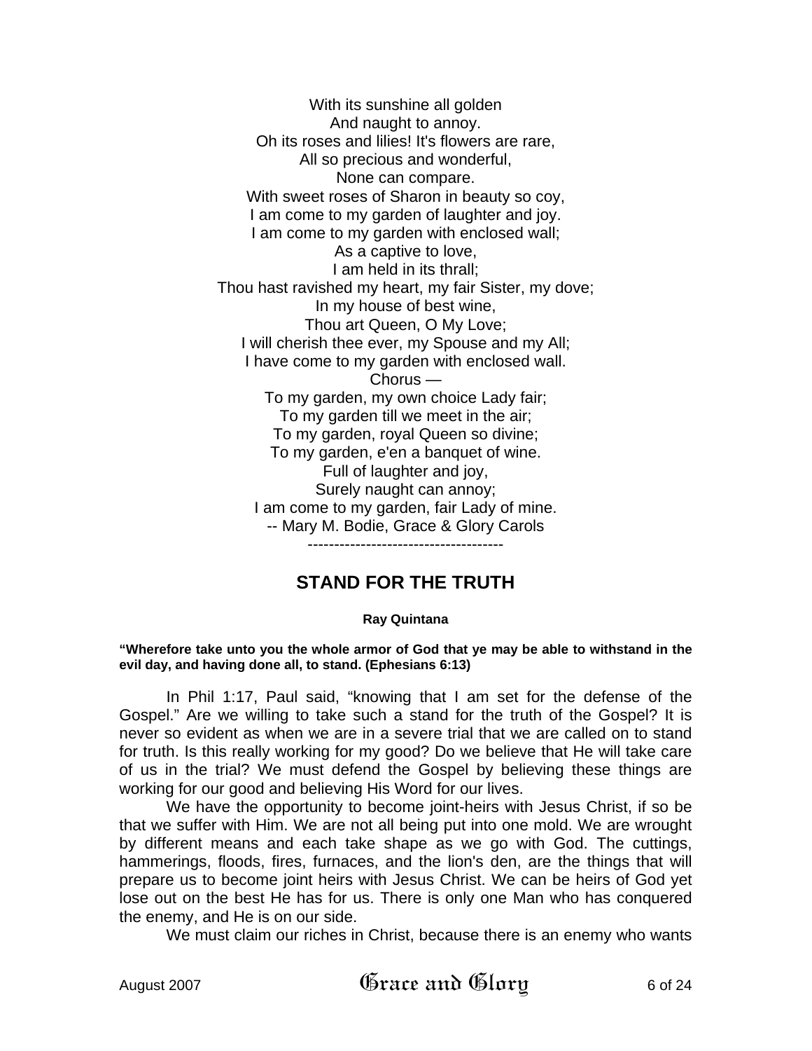With its sunshine all golden
And naught to annoy.
Oh its roses and lilies! It's flowers are rare,
All so precious and wonderful,
None can compare.
With sweet roses of Sharon in beauty so coy,
I am come to my garden of laughter and joy.
I am come to my garden with enclosed wall;
As a captive to love,
I am held in its thrall;
Thou hast ravished my heart, my fair Sister, my dove;
In my house of best wine,
Thou art Queen, O My Love;
I will cherish thee ever, my Spouse and my All;
I have come to my garden with enclosed wall.
Chorus —
To my garden, my own choice Lady fair;
To my garden till we meet in the air;
To my garden, royal Queen so divine;
To my garden, e'en a banquet of wine.
Full of laughter and joy,
Surely naught can annoy;
I am come to my garden, fair Lady of mine.
-- Mary M. Bodie, Grace & Glory Carols

-------------------------------------

## STAND FOR THE TRUTH

**Ray Quintana**

**"Wherefore take unto you the whole armor of God that ye may be able to withstand in the evil day, and having done all, to stand. (Ephesians 6:13)**

In Phil 1:17, Paul said, "knowing that I am set for the defense of the Gospel." Are we willing to take such a stand for the truth of the Gospel? It is never so evident as when we are in a severe trial that we are called on to stand for truth. Is this really working for my good? Do we believe that He will take care of us in the trial? We must defend the Gospel by believing these things are working for our good and believing His Word for our lives.

We have the opportunity to become joint-heirs with Jesus Christ, if so be that we suffer with Him. We are not all being put into one mold. We are wrought by different means and each take shape as we go with God. The cuttings, hammerings, floods, fires, furnaces, and the lion's den, are the things that will prepare us to become joint heirs with Jesus Christ. We can be heirs of God yet lose out on the best He has for us. There is only one Man who has conquered the enemy, and He is on our side.

We must claim our riches in Christ, because there is an enemy who wants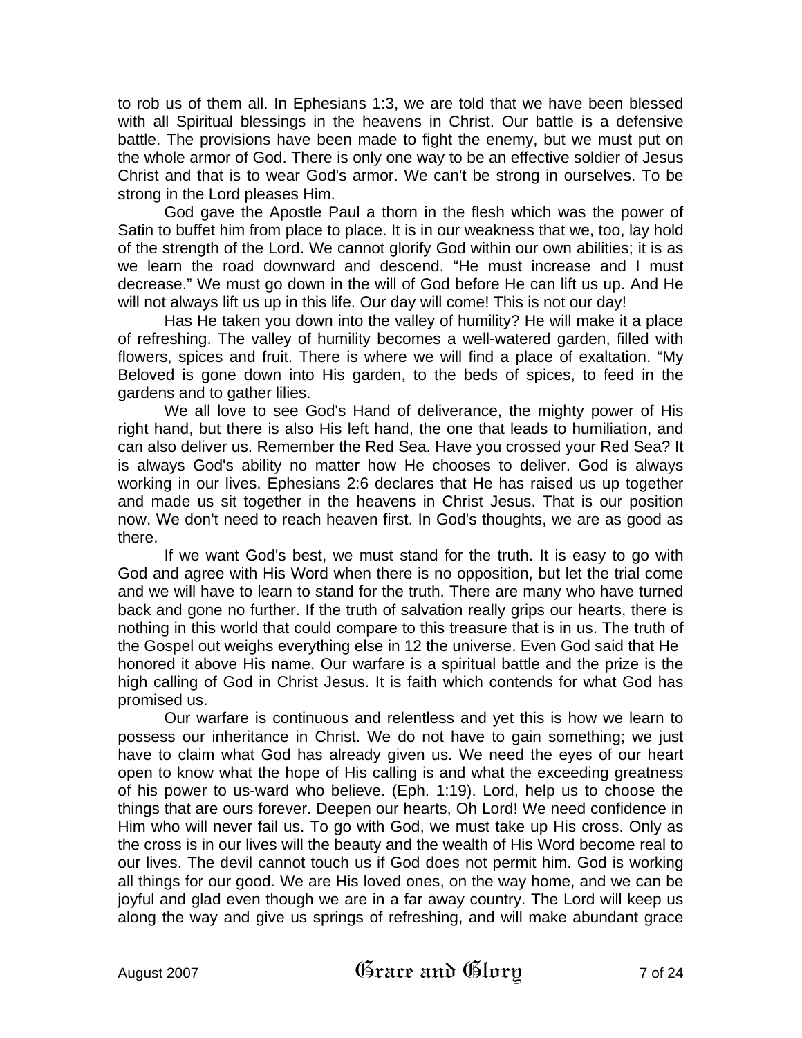to rob us of them all. In Ephesians 1:3, we are told that we have been blessed with all Spiritual blessings in the heavens in Christ. Our battle is a defensive battle. The provisions have been made to fight the enemy, but we must put on the whole armor of God. There is only one way to be an effective soldier of Jesus Christ and that is to wear God's armor. We can't be strong in ourselves. To be strong in the Lord pleases Him.

God gave the Apostle Paul a thorn in the flesh which was the power of Satin to buffet him from place to place. It is in our weakness that we, too, lay hold of the strength of the Lord. We cannot glorify God within our own abilities; it is as we learn the road downward and descend. “He must increase and I must decrease.” We must go down in the will of God before He can lift us up. And He will not always lift us up in this life. Our day will come! This is not our day!

Has He taken you down into the valley of humility? He will make it a place of refreshing. The valley of humility becomes a well-watered garden, filled with flowers, spices and fruit. There is where we will find a place of exaltation. “My Beloved is gone down into His garden, to the beds of spices, to feed in the gardens and to gather lilies.

We all love to see God's Hand of deliverance, the mighty power of His right hand, but there is also His left hand, the one that leads to humiliation, and can also deliver us. Remember the Red Sea. Have you crossed your Red Sea? It is always God's ability no matter how He chooses to deliver. God is always working in our lives. Ephesians 2:6 declares that He has raised us up together and made us sit together in the heavens in Christ Jesus. That is our position now. We don't need to reach heaven first. In God's thoughts, we are as good as there.

If we want God's best, we must stand for the truth. It is easy to go with God and agree with His Word when there is no opposition, but let the trial come and we will have to learn to stand for the truth. There are many who have turned back and gone no further. If the truth of salvation really grips our hearts, there is nothing in this world that could compare to this treasure that is in us. The truth of the Gospel out weighs everything else in 12 the universe. Even God said that He honored it above His name. Our warfare is a spiritual battle and the prize is the high calling of God in Christ Jesus. It is faith which contends for what God has promised us.

Our warfare is continuous and relentless and yet this is how we learn to possess our inheritance in Christ. We do not have to gain something; we just have to claim what God has already given us. We need the eyes of our heart open to know what the hope of His calling is and what the exceeding greatness of his power to us-ward who believe. (Eph. 1:19). Lord, help us to choose the things that are ours forever. Deepen our hearts, Oh Lord! We need confidence in Him who will never fail us. To go with God, we must take up His cross. Only as the cross is in our lives will the beauty and the wealth of His Word become real to our lives. The devil cannot touch us if God does not permit him. God is working all things for our good. We are His loved ones, on the way home, and we can be joyful and glad even though we are in a far away country. The Lord will keep us along the way and give us springs of refreshing, and will make abundant grace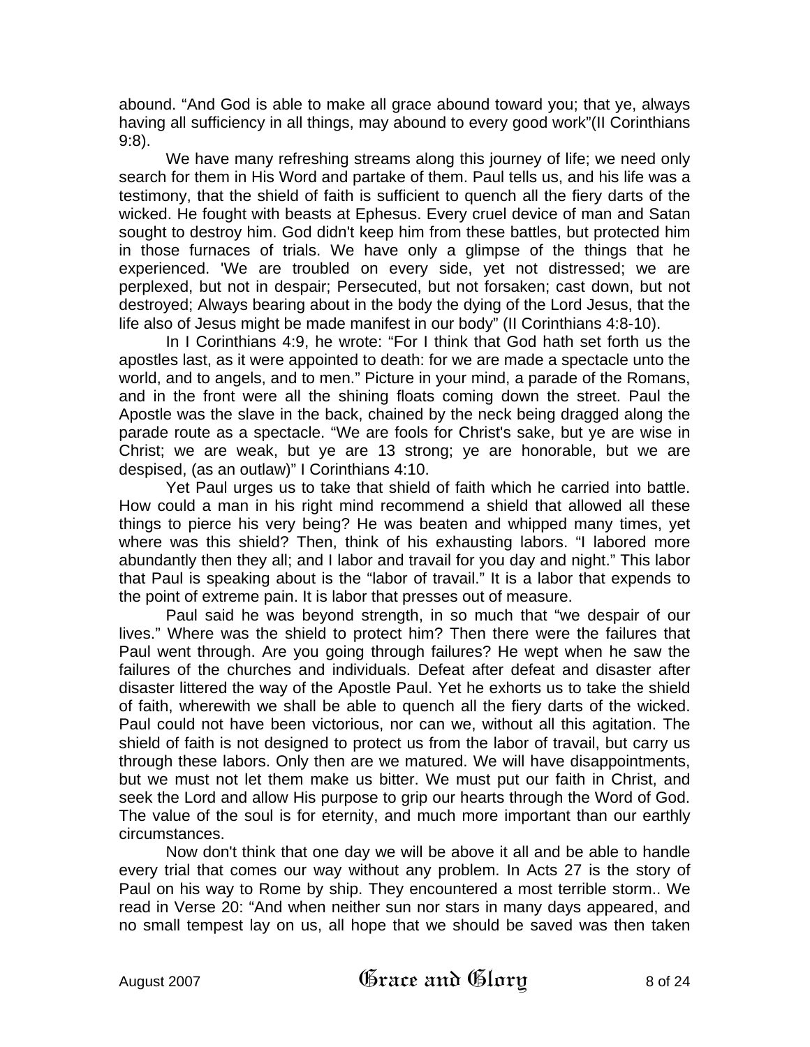abound. “And God is able to make all grace abound toward you; that ye, always having all sufficiency in all things, may abound to every good work”(II Corinthians 9:8).

We have many refreshing streams along this journey of life; we need only search for them in His Word and partake of them. Paul tells us, and his life was a testimony, that the shield of faith is sufficient to quench all the fiery darts of the wicked. He fought with beasts at Ephesus. Every cruel device of man and Satan sought to destroy him. God didn't keep him from these battles, but protected him in those furnaces of trials. We have only a glimpse of the things that he experienced. 'We are troubled on every side, yet not distressed; we are perplexed, but not in despair; Persecuted, but not forsaken; cast down, but not destroyed; Always bearing about in the body the dying of the Lord Jesus, that the life also of Jesus might be made manifest in our body” (II Corinthians 4:8-10).

In I Corinthians 4:9, he wrote: “For I think that God hath set forth us the apostles last, as it were appointed to death: for we are made a spectacle unto the world, and to angels, and to men.” Picture in your mind, a parade of the Romans, and in the front were all the shining floats coming down the street. Paul the Apostle was the slave in the back, chained by the neck being dragged along the parade route as a spectacle. “We are fools for Christ's sake, but ye are wise in Christ; we are weak, but ye are 13 strong; ye are honorable, but we are despised, (as an outlaw)” I Corinthians 4:10.

Yet Paul urges us to take that shield of faith which he carried into battle. How could a man in his right mind recommend a shield that allowed all these things to pierce his very being? He was beaten and whipped many times, yet where was this shield? Then, think of his exhausting labors. “I labored more abundantly then they all; and I labor and travail for you day and night.” This labor that Paul is speaking about is the “labor of travail.” It is a labor that expends to the point of extreme pain. It is labor that presses out of measure.

Paul said he was beyond strength, in so much that “we despair of our lives.” Where was the shield to protect him? Then there were the failures that Paul went through. Are you going through failures? He wept when he saw the failures of the churches and individuals. Defeat after defeat and disaster after disaster littered the way of the Apostle Paul. Yet he exhorts us to take the shield of faith, wherewith we shall be able to quench all the fiery darts of the wicked. Paul could not have been victorious, nor can we, without all this agitation. The shield of faith is not designed to protect us from the labor of travail, but carry us through these labors. Only then are we matured. We will have disappointments, but we must not let them make us bitter. We must put our faith in Christ, and seek the Lord and allow His purpose to grip our hearts through the Word of God. The value of the soul is for eternity, and much more important than our earthly circumstances.

Now don't think that one day we will be above it all and be able to handle every trial that comes our way without any problem. In Acts 27 is the story of Paul on his way to Rome by ship. They encountered a most terrible storm.. We read in Verse 20: “And when neither sun nor stars in many days appeared, and no small tempest lay on us, all hope that we should be saved was then taken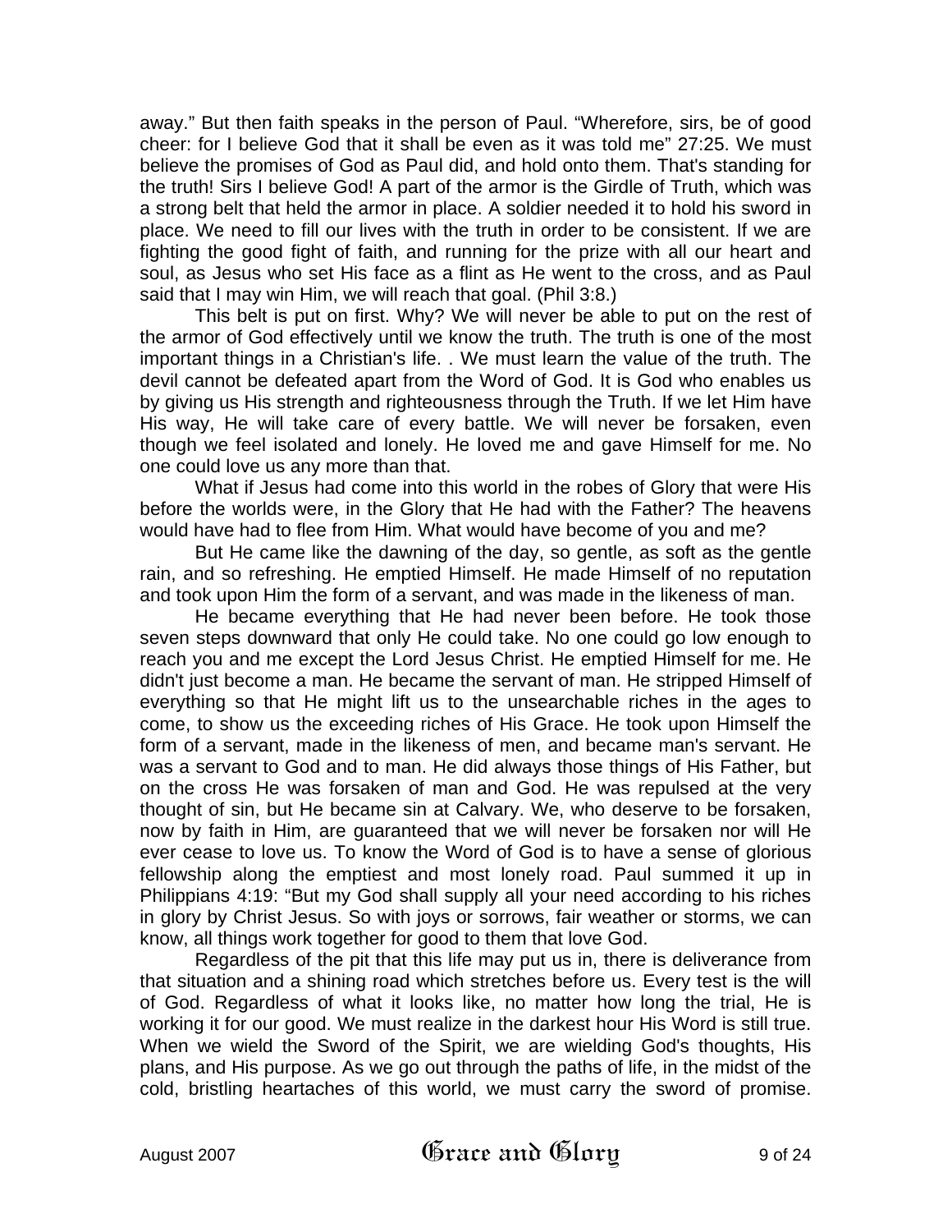away." But then faith speaks in the person of Paul. "Wherefore, sirs, be of good cheer: for I believe God that it shall be even as it was told me" 27:25. We must believe the promises of God as Paul did, and hold onto them. That's standing for the truth! Sirs I believe God! A part of the armor is the Girdle of Truth, which was a strong belt that held the armor in place. A soldier needed it to hold his sword in place. We need to fill our lives with the truth in order to be consistent. If we are fighting the good fight of faith, and running for the prize with all our heart and soul, as Jesus who set His face as a flint as He went to the cross, and as Paul said that I may win Him, we will reach that goal. (Phil 3:8.)

This belt is put on first. Why? We will never be able to put on the rest of the armor of God effectively until we know the truth. The truth is one of the most important things in a Christian's life. . We must learn the value of the truth. The devil cannot be defeated apart from the Word of God. It is God who enables us by giving us His strength and righteousness through the Truth. If we let Him have His way, He will take care of every battle. We will never be forsaken, even though we feel isolated and lonely. He loved me and gave Himself for me. No one could love us any more than that.

What if Jesus had come into this world in the robes of Glory that were His before the worlds were, in the Glory that He had with the Father? The heavens would have had to flee from Him. What would have become of you and me?

But He came like the dawning of the day, so gentle, as soft as the gentle rain, and so refreshing. He emptied Himself. He made Himself of no reputation and took upon Him the form of a servant, and was made in the likeness of man.

He became everything that He had never been before. He took those seven steps downward that only He could take. No one could go low enough to reach you and me except the Lord Jesus Christ. He emptied Himself for me. He didn't just become a man. He became the servant of man. He stripped Himself of everything so that He might lift us to the unsearchable riches in the ages to come, to show us the exceeding riches of His Grace. He took upon Himself the form of a servant, made in the likeness of men, and became man's servant. He was a servant to God and to man. He did always those things of His Father, but on the cross He was forsaken of man and God. He was repulsed at the very thought of sin, but He became sin at Calvary. We, who deserve to be forsaken, now by faith in Him, are guaranteed that we will never be forsaken nor will He ever cease to love us. To know the Word of God is to have a sense of glorious fellowship along the emptiest and most lonely road. Paul summed it up in Philippians 4:19: "But my God shall supply all your need according to his riches in glory by Christ Jesus. So with joys or sorrows, fair weather or storms, we can know, all things work together for good to them that love God.

Regardless of the pit that this life may put us in, there is deliverance from that situation and a shining road which stretches before us. Every test is the will of God. Regardless of what it looks like, no matter how long the trial, He is working it for our good. We must realize in the darkest hour His Word is still true. When we wield the Sword of the Spirit, we are wielding God's thoughts, His plans, and His purpose. As we go out through the paths of life, in the midst of the cold, bristling heartaches of this world, we must carry the sword of promise.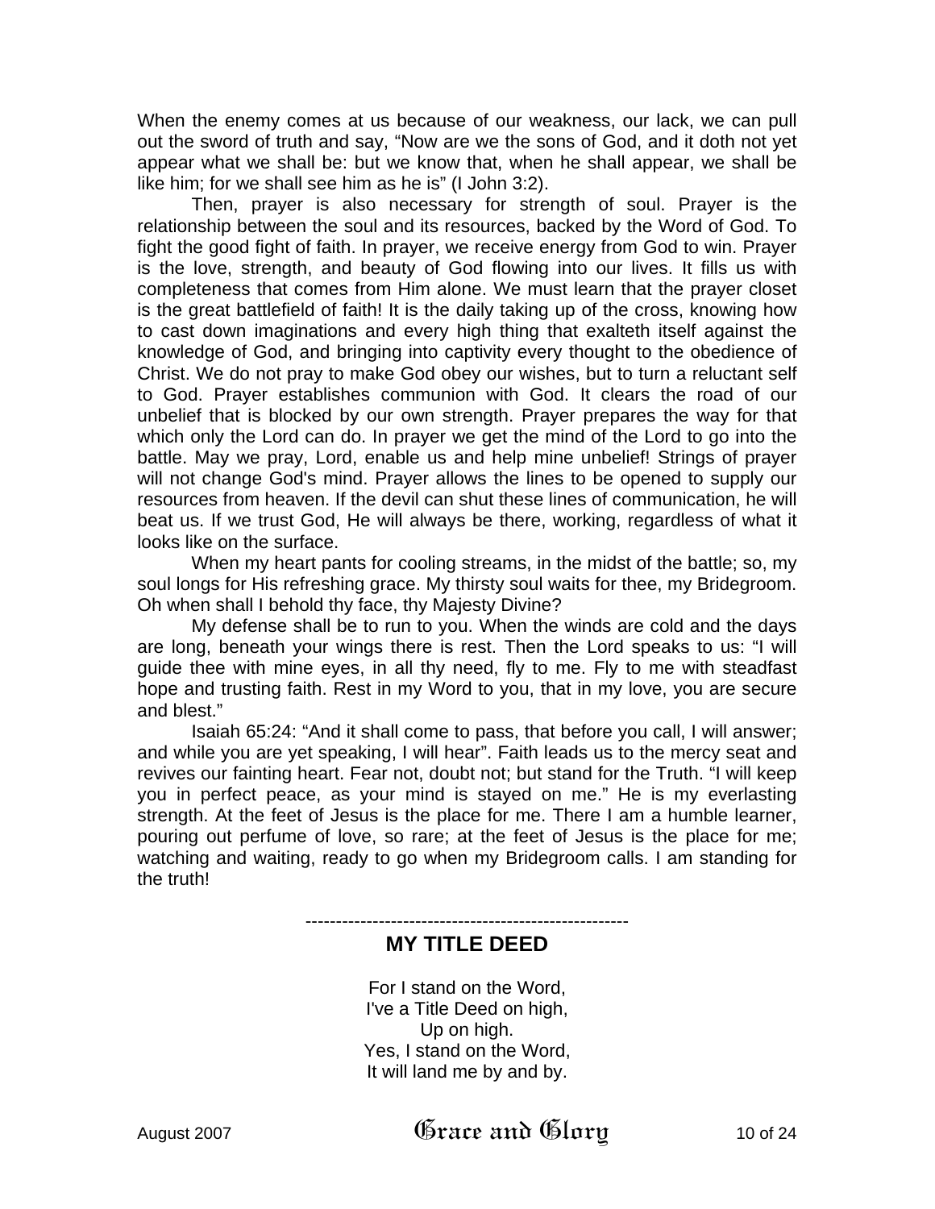When the enemy comes at us because of our weakness, our lack, we can pull out the sword of truth and say, “Now are we the sons of God, and it doth not yet appear what we shall be: but we know that, when he shall appear, we shall be like him; for we shall see him as he is” (I John 3:2).

Then, prayer is also necessary for strength of soul. Prayer is the relationship between the soul and its resources, backed by the Word of God. To fight the good fight of faith. In prayer, we receive energy from God to win. Prayer is the love, strength, and beauty of God flowing into our lives. It fills us with completeness that comes from Him alone. We must learn that the prayer closet is the great battlefield of faith! It is the daily taking up of the cross, knowing how to cast down imaginations and every high thing that exalteth itself against the knowledge of God, and bringing into captivity every thought to the obedience of Christ. We do not pray to make God obey our wishes, but to turn a reluctant self to God. Prayer establishes communion with God. It clears the road of our unbelief that is blocked by our own strength. Prayer prepares the way for that which only the Lord can do. In prayer we get the mind of the Lord to go into the battle. May we pray, Lord, enable us and help mine unbelief! Strings of prayer will not change God's mind. Prayer allows the lines to be opened to supply our resources from heaven. If the devil can shut these lines of communication, he will beat us. If we trust God, He will always be there, working, regardless of what it looks like on the surface.

When my heart pants for cooling streams, in the midst of the battle; so, my soul longs for His refreshing grace. My thirsty soul waits for thee, my Bridegroom. Oh when shall I behold thy face, thy Majesty Divine?

My defense shall be to run to you. When the winds are cold and the days are long, beneath your wings there is rest. Then the Lord speaks to us: “I will guide thee with mine eyes, in all thy need, fly to me. Fly to me with steadfast hope and trusting faith. Rest in my Word to you, that in my love, you are secure and blest.”

Isaiah 65:24: “And it shall come to pass, that before you call, I will answer; and while you are yet speaking, I will hear”. Faith leads us to the mercy seat and revives our fainting heart. Fear not, doubt not; but stand for the Truth. “I will keep you in perfect peace, as your mind is stayed on me.” He is my everlasting strength. At the feet of Jesus is the place for me. There I am a humble learner, pouring out perfume of love, so rare; at the feet of Jesus is the place for me; watching and waiting, ready to go when my Bridegroom calls. I am standing for the truth!

-----------------------------------------------------

## MY TITLE DEED

For I stand on the Word,  
I've a Title Deed on high,  
Up on high.  
Yes, I stand on the Word,  
It will land me by and by.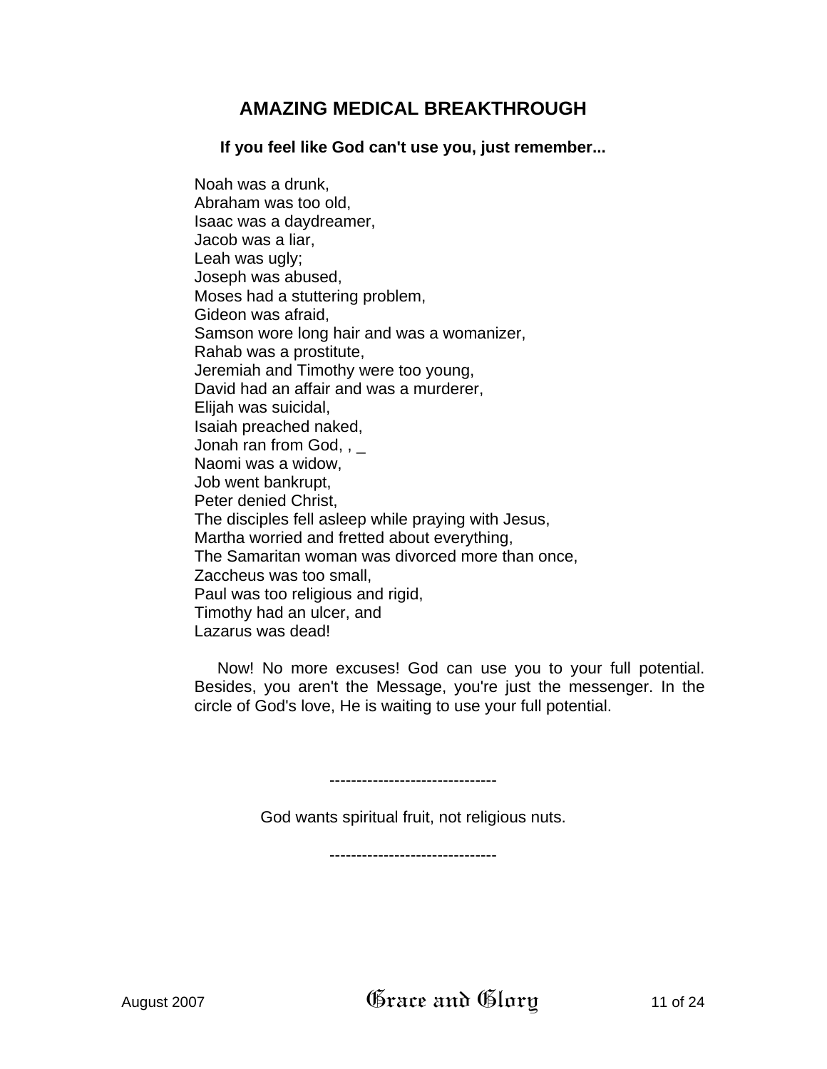## AMAZING MEDICAL BREAKTHROUGH

**If you feel like God can't use you, just remember...**

Noah was a drunk,
Abraham was too old,
Isaac was a daydreamer,
Jacob was a liar,
Leah was ugly;
Joseph was abused,
Moses had a stuttering problem,
Gideon was afraid,
Samson wore long hair and was a womanizer,
Rahab was a prostitute,
Jeremiah and Timothy were too young,
David had an affair and was a murderer,
Elijah was suicidal,
Isaiah preached naked,
Jonah ran from God, , _
Naomi was a widow,
Job went bankrupt,
Peter denied Christ,
The disciples fell asleep while praying with Jesus,
Martha worried and fretted about everything,
The Samaritan woman was divorced more than once,
Zaccheus was too small,
Paul was too religious and rigid,
Timothy had an ulcer, and
Lazarus was dead!

Now! No more excuses! God can use you to your full potential. Besides, you aren't the Message, you're just the messenger. In the circle of God's love, He is waiting to use your full potential.

-------------------------------

God wants spiritual fruit, not religious nuts.

-------------------------------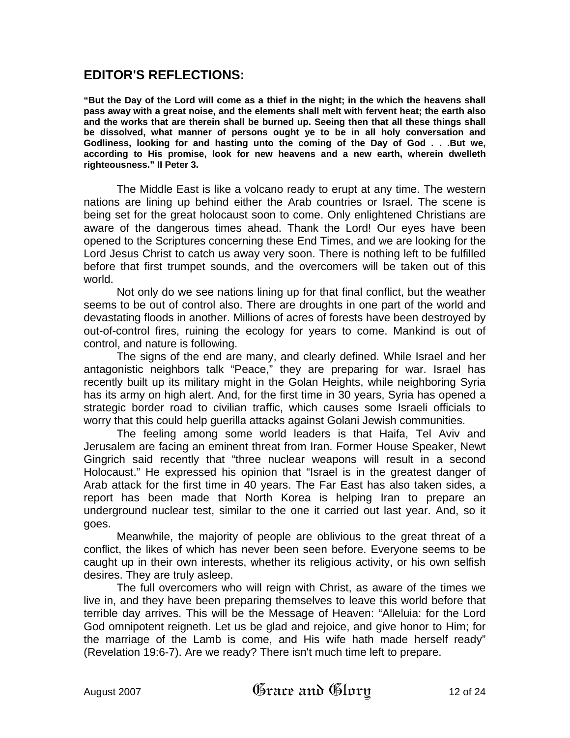## EDITOR'S REFLECTIONS:

**"But the Day of the Lord will come as a thief in the night; in the which the heavens shall pass away with a great noise, and the elements shall melt with fervent heat; the earth also and the works that are therein shall be burned up. Seeing then that all these things shall be dissolved, what manner of persons ought ye to be in all holy conversation and Godliness, looking for and hasting unto the coming of the Day of God . . .But we, according to His promise, look for new heavens and a new earth, wherein dwelleth righteousness." II Peter 3.**

The Middle East is like a volcano ready to erupt at any time. The western nations are lining up behind either the Arab countries or Israel. The scene is being set for the great holocaust soon to come. Only enlightened Christians are aware of the dangerous times ahead. Thank the Lord! Our eyes have been opened to the Scriptures concerning these End Times, and we are looking for the Lord Jesus Christ to catch us away very soon. There is nothing left to be fulfilled before that first trumpet sounds, and the overcomers will be taken out of this world.

Not only do we see nations lining up for that final conflict, but the weather seems to be out of control also. There are droughts in one part of the world and devastating floods in another. Millions of acres of forests have been destroyed by out-of-control fires, ruining the ecology for years to come. Mankind is out of control, and nature is following.

The signs of the end are many, and clearly defined. While Israel and her antagonistic neighbors talk "Peace," they are preparing for war. Israel has recently built up its military might in the Golan Heights, while neighboring Syria has its army on high alert. And, for the first time in 30 years, Syria has opened a strategic border road to civilian traffic, which causes some Israeli officials to worry that this could help guerilla attacks against Golani Jewish communities.

The feeling among some world leaders is that Haifa, Tel Aviv and Jerusalem are facing an eminent threat from Iran. Former House Speaker, Newt Gingrich said recently that "three nuclear weapons will result in a second Holocaust." He expressed his opinion that "Israel is in the greatest danger of Arab attack for the first time in 40 years. The Far East has also taken sides, a report has been made that North Korea is helping Iran to prepare an underground nuclear test, similar to the one it carried out last year. And, so it goes.

Meanwhile, the majority of people are oblivious to the great threat of a conflict, the likes of which has never been seen before. Everyone seems to be caught up in their own interests, whether its religious activity, or his own selfish desires. They are truly asleep.

The full overcomers who will reign with Christ, as aware of the times we live in, and they have been preparing themselves to leave this world before that terrible day arrives. This will be the Message of Heaven: "Alleluia: for the Lord God omnipotent reigneth. Let us be glad and rejoice, and give honor to Him; for the marriage of the Lamb is come, and His wife hath made herself ready" (Revelation 19:6-7). Are we ready? There isn't much time left to prepare.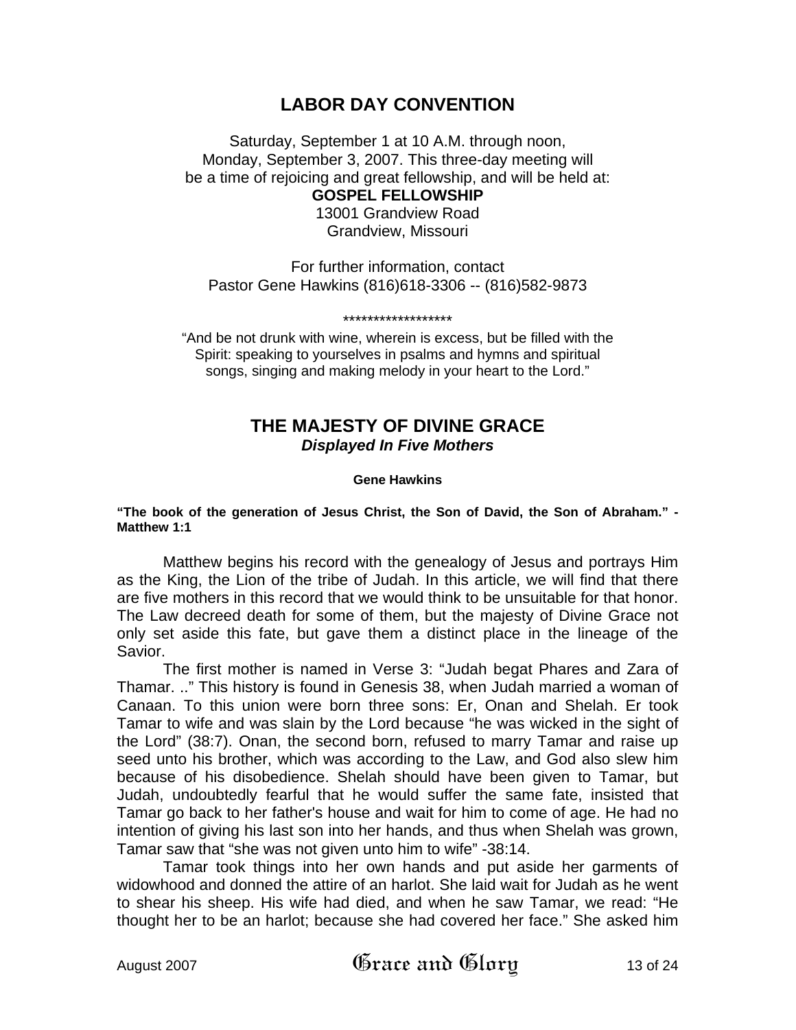## LABOR DAY CONVENTION

Saturday, September 1 at 10 A.M. through noon,
Monday, September 3, 2007. This three-day meeting will
be a time of rejoicing and great fellowship, and will be held at:
**GOSPEL FELLOWSHIP**
13001 Grandview Road
Grandview, Missouri

For further information, contact
Pastor Gene Hawkins (816)618-3306 -- (816)582-9873

******************

"And be not drunk with wine, wherein is excess, but be filled with the Spirit: speaking to yourselves in psalms and hymns and spiritual songs, singing and making melody in your heart to the Lord."

## THE MAJESTY OF DIVINE GRACE
### *Displayed In Five Mothers*

**Gene Hawkins**

**"The book of the generation of Jesus Christ, the Son of David, the Son of Abraham." - Matthew 1:1**

Matthew begins his record with the genealogy of Jesus and portrays Him as the King, the Lion of the tribe of Judah. In this article, we will find that there are five mothers in this record that we would think to be unsuitable for that honor. The Law decreed death for some of them, but the majesty of Divine Grace not only set aside this fate, but gave them a distinct place in the lineage of the Savior.

The first mother is named in Verse 3: "Judah begat Phares and Zara of Thamar. .." This history is found in Genesis 38, when Judah married a woman of Canaan. To this union were born three sons: Er, Onan and Shelah. Er took Tamar to wife and was slain by the Lord because "he was wicked in the sight of the Lord" (38:7). Onan, the second born, refused to marry Tamar and raise up seed unto his brother, which was according to the Law, and God also slew him because of his disobedience. Shelah should have been given to Tamar, but Judah, undoubtedly fearful that he would suffer the same fate, insisted that Tamar go back to her father's house and wait for him to come of age. He had no intention of giving his last son into her hands, and thus when Shelah was grown, Tamar saw that "she was not given unto him to wife" -38:14.

Tamar took things into her own hands and put aside her garments of widowhood and donned the attire of an harlot. She laid wait for Judah as he went to shear his sheep. His wife had died, and when he saw Tamar, we read: "He thought her to be an harlot; because she had covered her face." She asked him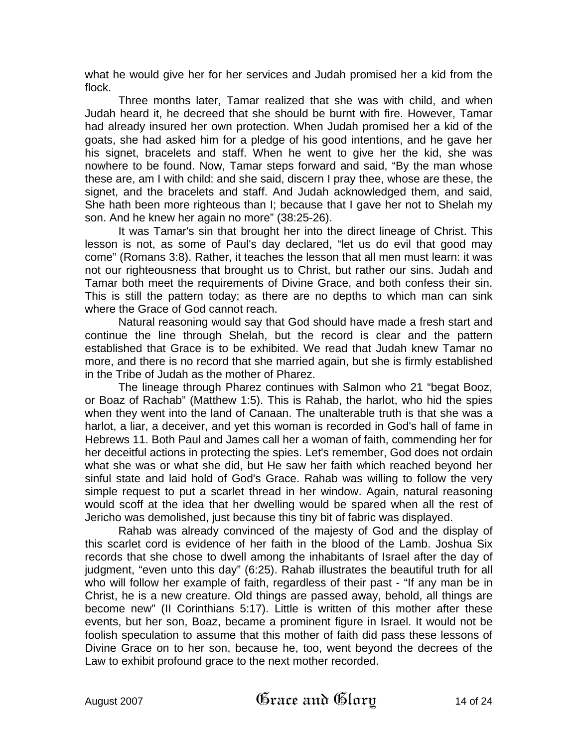what he would give her for her services and Judah promised her a kid from the flock.

Three months later, Tamar realized that she was with child, and when Judah heard it, he decreed that she should be burnt with fire. However, Tamar had already insured her own protection. When Judah promised her a kid of the goats, she had asked him for a pledge of his good intentions, and he gave her his signet, bracelets and staff. When he went to give her the kid, she was nowhere to be found. Now, Tamar steps forward and said, "By the man whose these are, am I with child: and she said, discern I pray thee, whose are these, the signet, and the bracelets and staff. And Judah acknowledged them, and said, She hath been more righteous than I; because that I gave her not to Shelah my son. And he knew her again no more" (38:25-26).

It was Tamar's sin that brought her into the direct lineage of Christ. This lesson is not, as some of Paul's day declared, "let us do evil that good may come" (Romans 3:8). Rather, it teaches the lesson that all men must learn: it was not our righteousness that brought us to Christ, but rather our sins. Judah and Tamar both meet the requirements of Divine Grace, and both confess their sin. This is still the pattern today; as there are no depths to which man can sink where the Grace of God cannot reach.

Natural reasoning would say that God should have made a fresh start and continue the line through Shelah, but the record is clear and the pattern established that Grace is to be exhibited. We read that Judah knew Tamar no more, and there is no record that she married again, but she is firmly established in the Tribe of Judah as the mother of Pharez.

The lineage through Pharez continues with Salmon who 21 "begat Booz, or Boaz of Rachab" (Matthew 1:5). This is Rahab, the harlot, who hid the spies when they went into the land of Canaan. The unalterable truth is that she was a harlot, a liar, a deceiver, and yet this woman is recorded in God's hall of fame in Hebrews 11. Both Paul and James call her a woman of faith, commending her for her deceitful actions in protecting the spies. Let's remember, God does not ordain what she was or what she did, but He saw her faith which reached beyond her sinful state and laid hold of God's Grace. Rahab was willing to follow the very simple request to put a scarlet thread in her window. Again, natural reasoning would scoff at the idea that her dwelling would be spared when all the rest of Jericho was demolished, just because this tiny bit of fabric was displayed.

Rahab was already convinced of the majesty of God and the display of this scarlet cord is evidence of her faith in the blood of the Lamb. Joshua Six records that she chose to dwell among the inhabitants of Israel after the day of judgment, "even unto this day" (6:25). Rahab illustrates the beautiful truth for all who will follow her example of faith, regardless of their past - "If any man be in Christ, he is a new creature. Old things are passed away, behold, all things are become new" (II Corinthians 5:17). Little is written of this mother after these events, but her son, Boaz, became a prominent figure in Israel. It would not be foolish speculation to assume that this mother of faith did pass these lessons of Divine Grace on to her son, because he, too, went beyond the decrees of the Law to exhibit profound grace to the next mother recorded.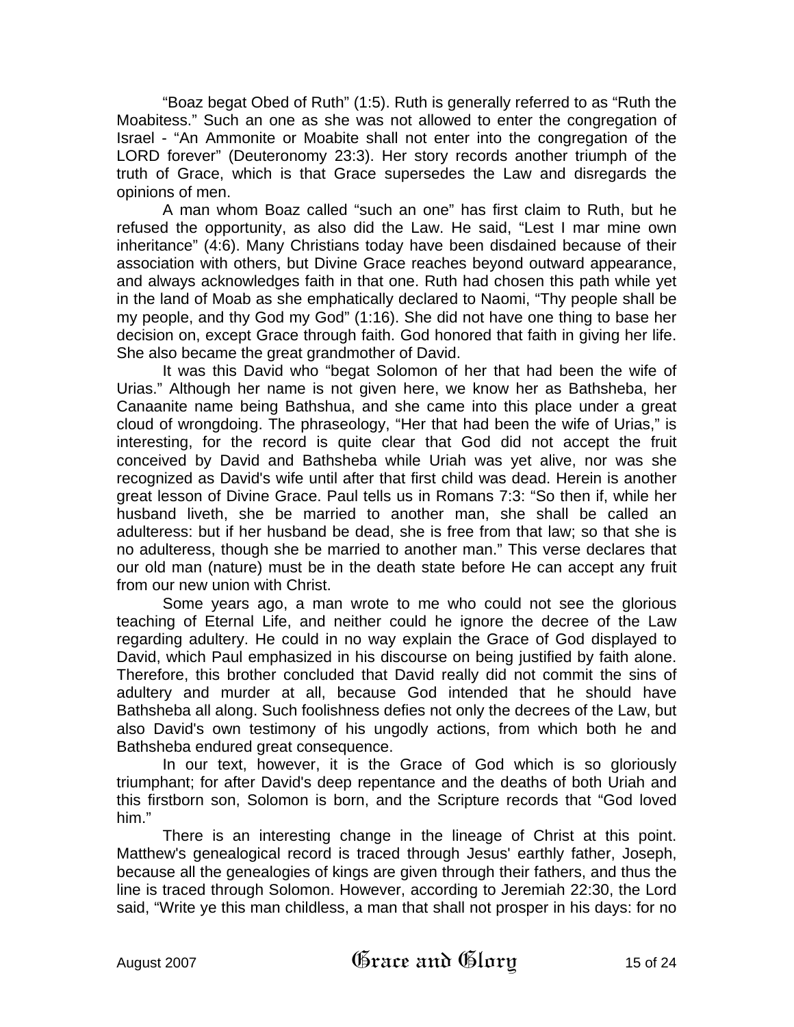"Boaz begat Obed of Ruth" (1:5). Ruth is generally referred to as "Ruth the Moabitess." Such an one as she was not allowed to enter the congregation of Israel - "An Ammonite or Moabite shall not enter into the congregation of the LORD forever" (Deuteronomy 23:3). Her story records another triumph of the truth of Grace, which is that Grace supersedes the Law and disregards the opinions of men.

A man whom Boaz called "such an one" has first claim to Ruth, but he refused the opportunity, as also did the Law. He said, "Lest I mar mine own inheritance" (4:6). Many Christians today have been disdained because of their association with others, but Divine Grace reaches beyond outward appearance, and always acknowledges faith in that one. Ruth had chosen this path while yet in the land of Moab as she emphatically declared to Naomi, "Thy people shall be my people, and thy God my God" (1:16). She did not have one thing to base her decision on, except Grace through faith. God honored that faith in giving her life. She also became the great grandmother of David.

It was this David who "begat Solomon of her that had been the wife of Urias." Although her name is not given here, we know her as Bathsheba, her Canaanite name being Bathshua, and she came into this place under a great cloud of wrongdoing. The phraseology, "Her that had been the wife of Urias," is interesting, for the record is quite clear that God did not accept the fruit conceived by David and Bathsheba while Uriah was yet alive, nor was she recognized as David's wife until after that first child was dead. Herein is another great lesson of Divine Grace. Paul tells us in Romans 7:3: "So then if, while her husband liveth, she be married to another man, she shall be called an adulteress: but if her husband be dead, she is free from that law; so that she is no adulteress, though she be married to another man." This verse declares that our old man (nature) must be in the death state before He can accept any fruit from our new union with Christ.

Some years ago, a man wrote to me who could not see the glorious teaching of Eternal Life, and neither could he ignore the decree of the Law regarding adultery. He could in no way explain the Grace of God displayed to David, which Paul emphasized in his discourse on being justified by faith alone. Therefore, this brother concluded that David really did not commit the sins of adultery and murder at all, because God intended that he should have Bathsheba all along. Such foolishness defies not only the decrees of the Law, but also David's own testimony of his ungodly actions, from which both he and Bathsheba endured great consequence.

In our text, however, it is the Grace of God which is so gloriously triumphant; for after David's deep repentance and the deaths of both Uriah and this firstborn son, Solomon is born, and the Scripture records that "God loved him."

There is an interesting change in the lineage of Christ at this point. Matthew's genealogical record is traced through Jesus' earthly father, Joseph, because all the genealogies of kings are given through their fathers, and thus the line is traced through Solomon. However, according to Jeremiah 22:30, the Lord said, "Write ye this man childless, a man that shall not prosper in his days: for no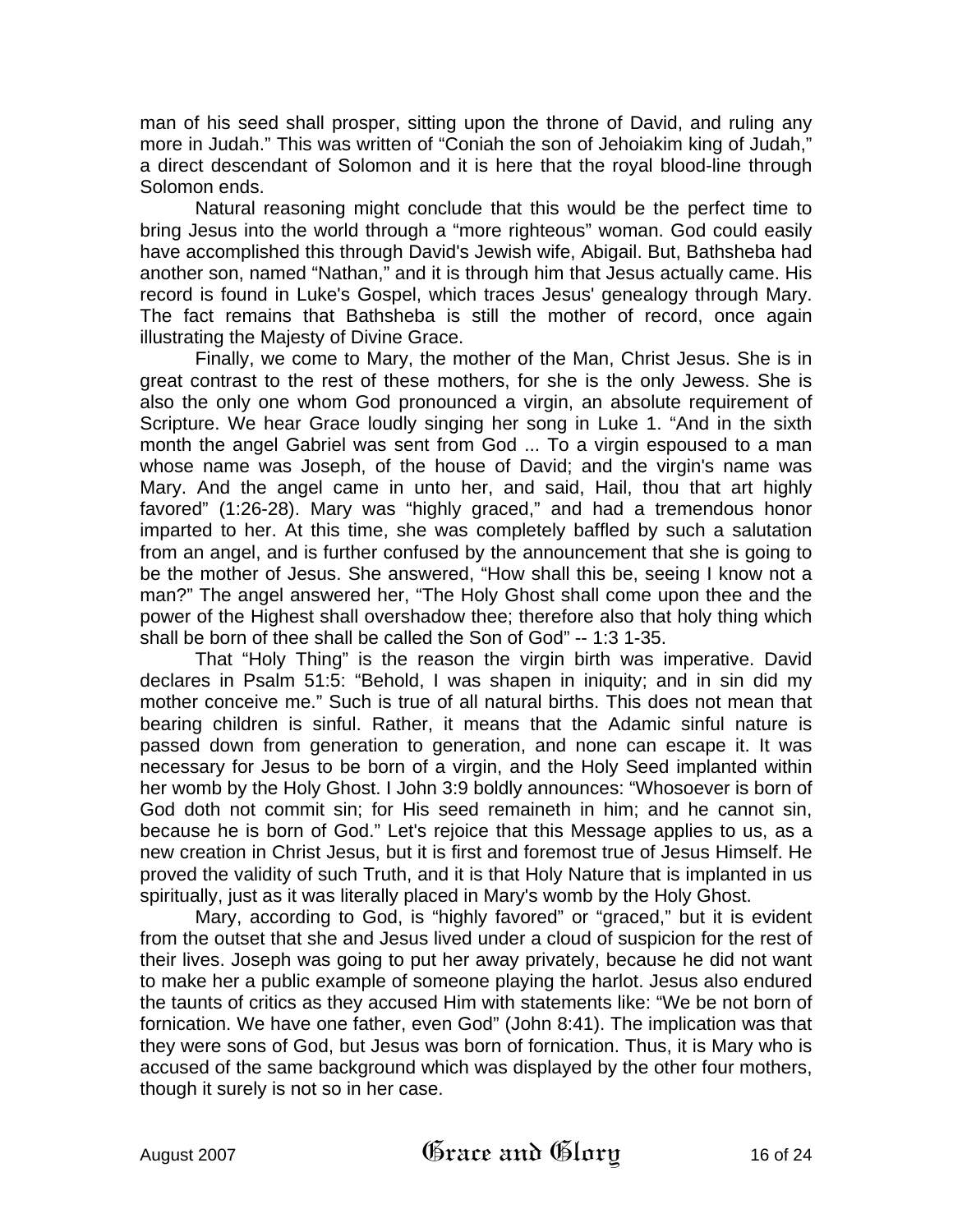man of his seed shall prosper, sitting upon the throne of David, and ruling any more in Judah." This was written of "Coniah the son of Jehoiakim king of Judah," a direct descendant of Solomon and it is here that the royal blood-line through Solomon ends.

Natural reasoning might conclude that this would be the perfect time to bring Jesus into the world through a "more righteous" woman. God could easily have accomplished this through David's Jewish wife, Abigail. But, Bathsheba had another son, named "Nathan," and it is through him that Jesus actually came. His record is found in Luke's Gospel, which traces Jesus' genealogy through Mary. The fact remains that Bathsheba is still the mother of record, once again illustrating the Majesty of Divine Grace.

Finally, we come to Mary, the mother of the Man, Christ Jesus. She is in great contrast to the rest of these mothers, for she is the only Jewess. She is also the only one whom God pronounced a virgin, an absolute requirement of Scripture. We hear Grace loudly singing her song in Luke 1. "And in the sixth month the angel Gabriel was sent from God ... To a virgin espoused to a man whose name was Joseph, of the house of David; and the virgin's name was Mary. And the angel came in unto her, and said, Hail, thou that art highly favored" (1:26-28). Mary was "highly graced," and had a tremendous honor imparted to her. At this time, she was completely baffled by such a salutation from an angel, and is further confused by the announcement that she is going to be the mother of Jesus. She answered, "How shall this be, seeing I know not a man?" The angel answered her, "The Holy Ghost shall come upon thee and the power of the Highest shall overshadow thee; therefore also that holy thing which shall be born of thee shall be called the Son of God" -- 1:3 1-35.

That "Holy Thing" is the reason the virgin birth was imperative. David declares in Psalm 51:5: "Behold, I was shapen in iniquity; and in sin did my mother conceive me." Such is true of all natural births. This does not mean that bearing children is sinful. Rather, it means that the Adamic sinful nature is passed down from generation to generation, and none can escape it. It was necessary for Jesus to be born of a virgin, and the Holy Seed implanted within her womb by the Holy Ghost. I John 3:9 boldly announces: "Whosoever is born of God doth not commit sin; for His seed remaineth in him; and he cannot sin, because he is born of God." Let's rejoice that this Message applies to us, as a new creation in Christ Jesus, but it is first and foremost true of Jesus Himself. He proved the validity of such Truth, and it is that Holy Nature that is implanted in us spiritually, just as it was literally placed in Mary's womb by the Holy Ghost.

Mary, according to God, is "highly favored" or "graced," but it is evident from the outset that she and Jesus lived under a cloud of suspicion for the rest of their lives. Joseph was going to put her away privately, because he did not want to make her a public example of someone playing the harlot. Jesus also endured the taunts of critics as they accused Him with statements like: "We be not born of fornication. We have one father, even God" (John 8:41). The implication was that they were sons of God, but Jesus was born of fornication. Thus, it is Mary who is accused of the same background which was displayed by the other four mothers, though it surely is not so in her case.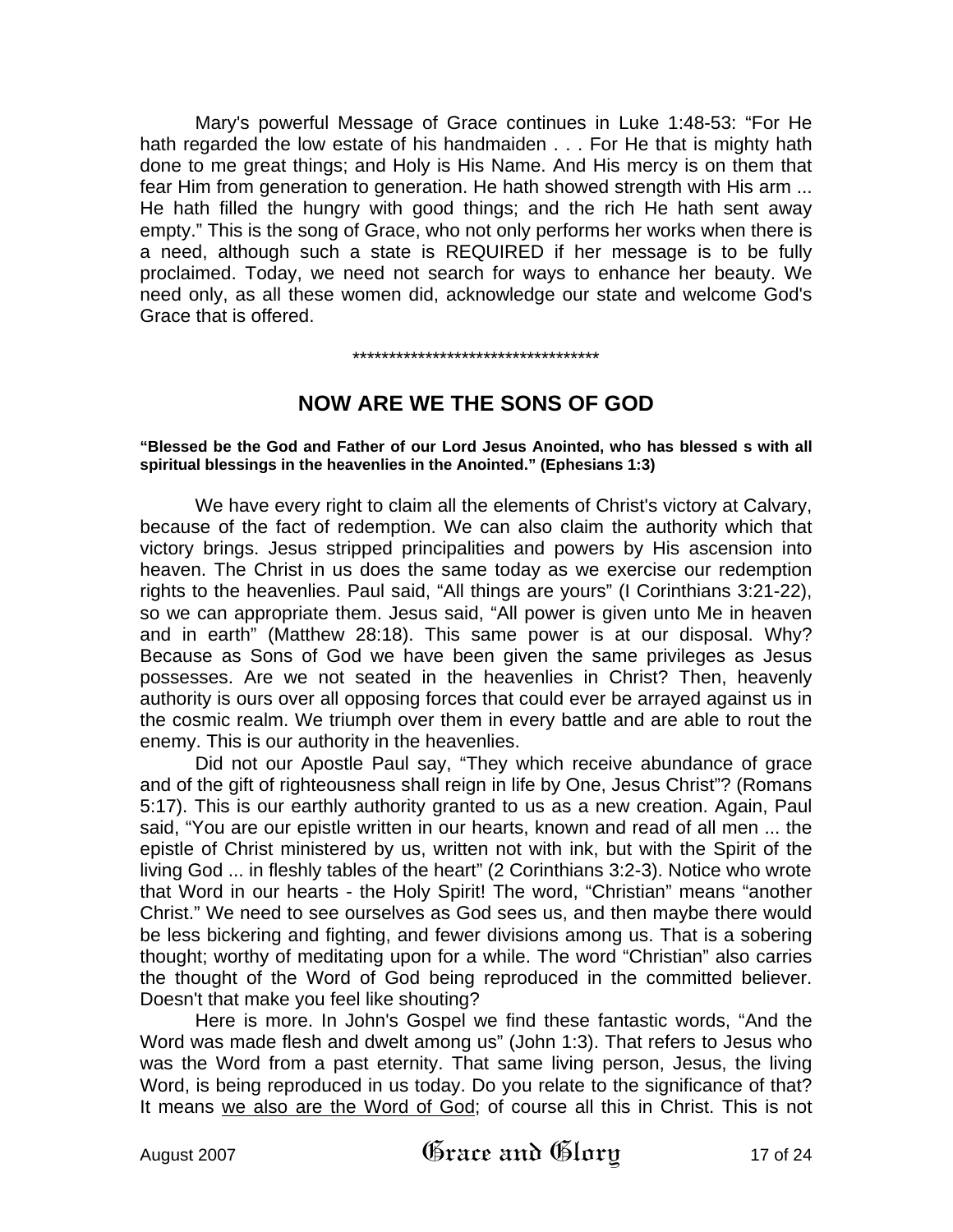Mary's powerful Message of Grace continues in Luke 1:48-53: "For He hath regarded the low estate of his handmaiden . . . For He that is mighty hath done to me great things; and Holy is His Name. And His mercy is on them that fear Him from generation to generation. He hath showed strength with His arm ... He hath filled the hungry with good things; and the rich He hath sent away empty." This is the song of Grace, who not only performs her works when there is a need, although such a state is REQUIRED if her message is to be fully proclaimed. Today, we need not search for ways to enhance her beauty. We need only, as all these women did, acknowledge our state and welcome God's Grace that is offered.

***********************************

## NOW ARE WE THE SONS OF GOD

**"Blessed be the God and Father of our Lord Jesus Anointed, who has blessed s with all spiritual blessings in the heavenlies in the Anointed." (Ephesians 1:3)**

We have every right to claim all the elements of Christ's victory at Calvary, because of the fact of redemption. We can also claim the authority which that victory brings. Jesus stripped principalities and powers by His ascension into heaven. The Christ in us does the same today as we exercise our redemption rights to the heavenlies. Paul said, "All things are yours" (I Corinthians 3:21-22), so we can appropriate them. Jesus said, "All power is given unto Me in heaven and in earth" (Matthew 28:18). This same power is at our disposal. Why? Because as Sons of God we have been given the same privileges as Jesus possesses. Are we not seated in the heavenlies in Christ? Then, heavenly authority is ours over all opposing forces that could ever be arrayed against us in the cosmic realm. We triumph over them in every battle and are able to rout the enemy. This is our authority in the heavenlies.

Did not our Apostle Paul say, "They which receive abundance of grace and of the gift of righteousness shall reign in life by One, Jesus Christ"? (Romans 5:17). This is our earthly authority granted to us as a new creation. Again, Paul said, "You are our epistle written in our hearts, known and read of all men ... the epistle of Christ ministered by us, written not with ink, but with the Spirit of the living God ... in fleshly tables of the heart" (2 Corinthians 3:2-3). Notice who wrote that Word in our hearts - the Holy Spirit! The word, "Christian" means "another Christ." We need to see ourselves as God sees us, and then maybe there would be less bickering and fighting, and fewer divisions among us. That is a sobering thought; worthy of meditating upon for a while. The word "Christian" also carries the thought of the Word of God being reproduced in the committed believer. Doesn't that make you feel like shouting?

Here is more. In John's Gospel we find these fantastic words, "And the Word was made flesh and dwelt among us" (John 1:3). That refers to Jesus who was the Word from a past eternity. That same living person, Jesus, the living Word, is being reproduced in us today. Do you relate to the significance of that? It means <u>we also are the Word of God</u>; of course all this in Christ. This is not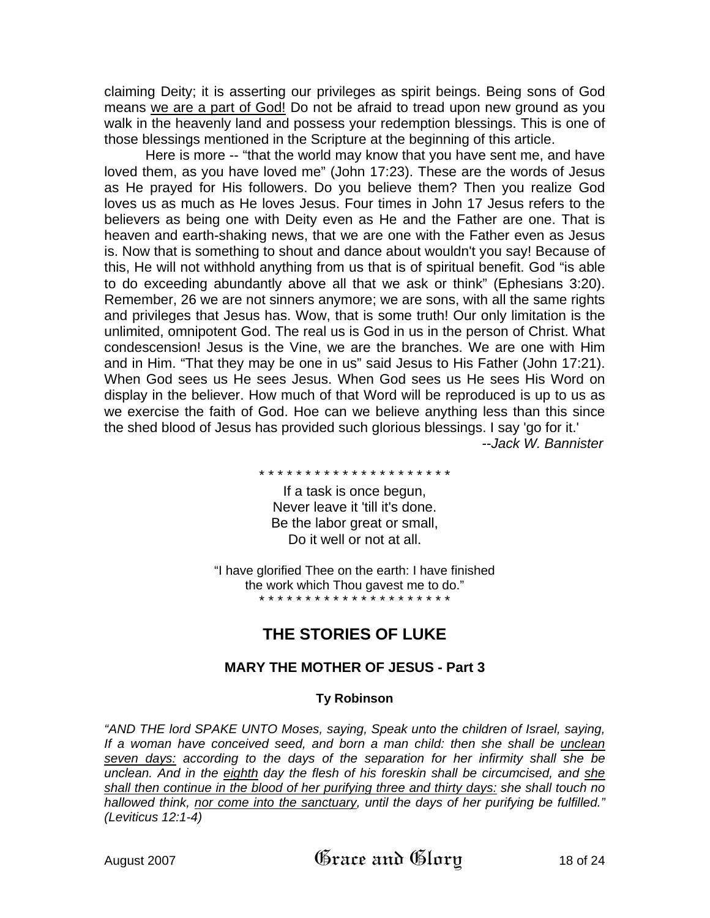claiming Deity; it is asserting our privileges as spirit beings. Being sons of God means <u>we are a part of God!</u> Do not be afraid to tread upon new ground as you walk in the heavenly land and possess your redemption blessings. This is one of those blessings mentioned in the Scripture at the beginning of this article.

Here is more -- "that the world may know that you have sent me, and have loved them, as you have loved me" (John 17:23). These are the words of Jesus as He prayed for His followers. Do you believe them? Then you realize God loves us as much as He loves Jesus. Four times in John 17 Jesus refers to the believers as being one with Deity even as He and the Father are one. That is heaven and earth-shaking news, that we are one with the Father even as Jesus is. Now that is something to shout and dance about wouldn't you say! Because of this, He will not withhold anything from us that is of spiritual benefit. God "is able to do exceeding abundantly above all that we ask or think" (Ephesians 3:20). Remember, 26 we are not sinners anymore; we are sons, with all the same rights and privileges that Jesus has. Wow, that is some truth! Our only limitation is the unlimited, omnipotent God. The real us is God in us in the person of Christ. What condescension! Jesus is the Vine, we are the branches. We are one with Him and in Him. "That they may be one in us" said Jesus to His Father (John 17:21). When God sees us He sees Jesus. When God sees us He sees His Word on display in the believer. How much of that Word will be reproduced is up to us as we exercise the faith of God. Hoe can we believe anything less than this since the shed blood of Jesus has provided such glorious blessings. I say 'go for it.'

*--Jack W. Bannister*

* * * * * * * * * * * * * * * * * * * * *

If a task is once begun,
Never leave it 'till it's done.
Be the labor great or small,
Do it well or not at all.

"I have glorified Thee on the earth: I have finished the work which Thou gavest me to do."

* * * * * * * * * * * * * * * * * * * * *

# THE STORIES OF LUKE

## MARY THE MOTHER OF JESUS - Part 3

### Ty Robinson

*"AND THE lord SPAKE UNTO Moses, saying, Speak unto the children of Israel, saying, If a woman have conceived seed, and born a man child: then she shall be <u>unclean seven days:</u> according to the days of the separation for her infirmity shall she be unclean. And in the <u>eighth</u> day the flesh of his foreskin shall be circumcised, and <u>she shall then continue in the blood of her purifying three and thirty days:</u> she shall touch no hallowed think, <u>nor come into the sanctuary</u>, until the days of her purifying be fulfilled." (Leviticus 12:1-4)*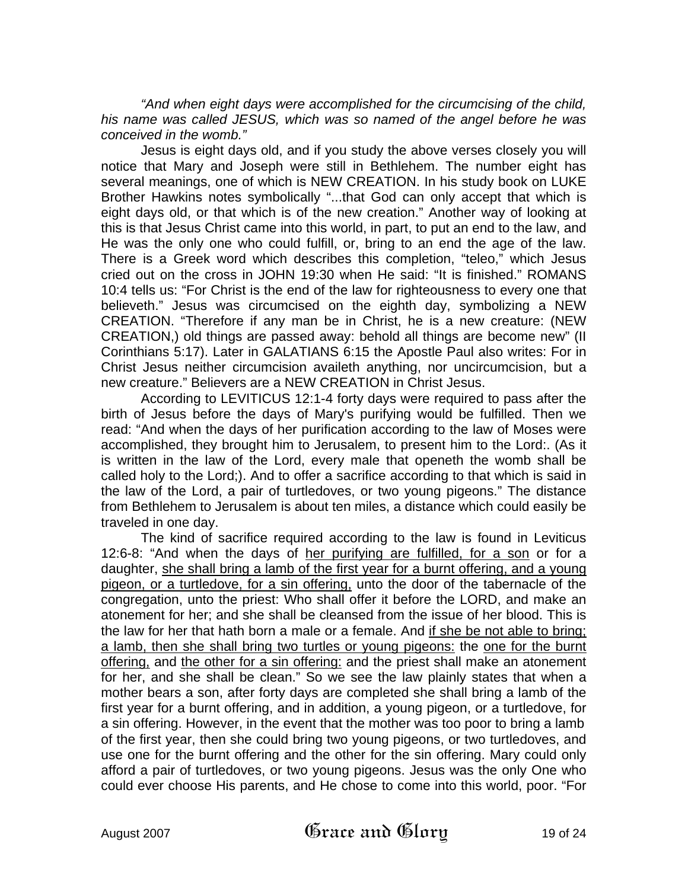*"And when eight days were accomplished for the circumcising of the child, his name was called JESUS, which was so named of the angel before he was conceived in the womb."*

Jesus is eight days old, and if you study the above verses closely you will notice that Mary and Joseph were still in Bethlehem. The number eight has several meanings, one of which is NEW CREATION. In his study book on LUKE Brother Hawkins notes symbolically "...that God can only accept that which is eight days old, or that which is of the new creation." Another way of looking at this is that Jesus Christ came into this world, in part, to put an end to the law, and He was the only one who could fulfill, or, bring to an end the age of the law. There is a Greek word which describes this completion, "teleo," which Jesus cried out on the cross in JOHN 19:30 when He said: "It is finished." ROMANS 10:4 tells us: "For Christ is the end of the law for righteousness to every one that believeth." Jesus was circumcised on the eighth day, symbolizing a NEW CREATION. "Therefore if any man be in Christ, he is a new creature: (NEW CREATION,) old things are passed away: behold all things are become new" (II Corinthians 5:17). Later in GALATIANS 6:15 the Apostle Paul also writes: For in Christ Jesus neither circumcision availeth anything, nor uncircumcision, but a new creature." Believers are a NEW CREATION in Christ Jesus.

According to LEVITICUS 12:1-4 forty days were required to pass after the birth of Jesus before the days of Mary's purifying would be fulfilled. Then we read: "And when the days of her purification according to the law of Moses were accomplished, they brought him to Jerusalem, to present him to the Lord:. (As it is written in the law of the Lord, every male that openeth the womb shall be called holy to the Lord;). And to offer a sacrifice according to that which is said in the law of the Lord, a pair of turtledoves, or two young pigeons." The distance from Bethlehem to Jerusalem is about ten miles, a distance which could easily be traveled in one day.

The kind of sacrifice required according to the law is found in Leviticus 12:6-8: "And when the days of <u>her purifying are fulfilled, for a son</u> or for a daughter, <u>she shall bring a lamb of the first year for a burnt offering, and a young pigeon, or a turtledove, for a sin offering,</u> unto the door of the tabernacle of the congregation, unto the priest: Who shall offer it before the LORD, and make an atonement for her; and she shall be cleansed from the issue of her blood. This is the law for her that hath born a male or a female. And <u>if she be not able to bring; a lamb, then she shall bring two turtles or young pigeons:</u> the <u>one for the burnt offering,</u> and <u>the other for a sin offering:</u> and the priest shall make an atonement for her, and she shall be clean." So we see the law plainly states that when a mother bears a son, after forty days are completed she shall bring a lamb of the first year for a burnt offering, and in addition, a young pigeon, or a turtledove, for a sin offering. However, in the event that the mother was too poor to bring a lamb of the first year, then she could bring two young pigeons, or two turtledoves, and use one for the burnt offering and the other for the sin offering. Mary could only afford a pair of turtledoves, or two young pigeons. Jesus was the only One who could ever choose His parents, and He chose to come into this world, poor. "For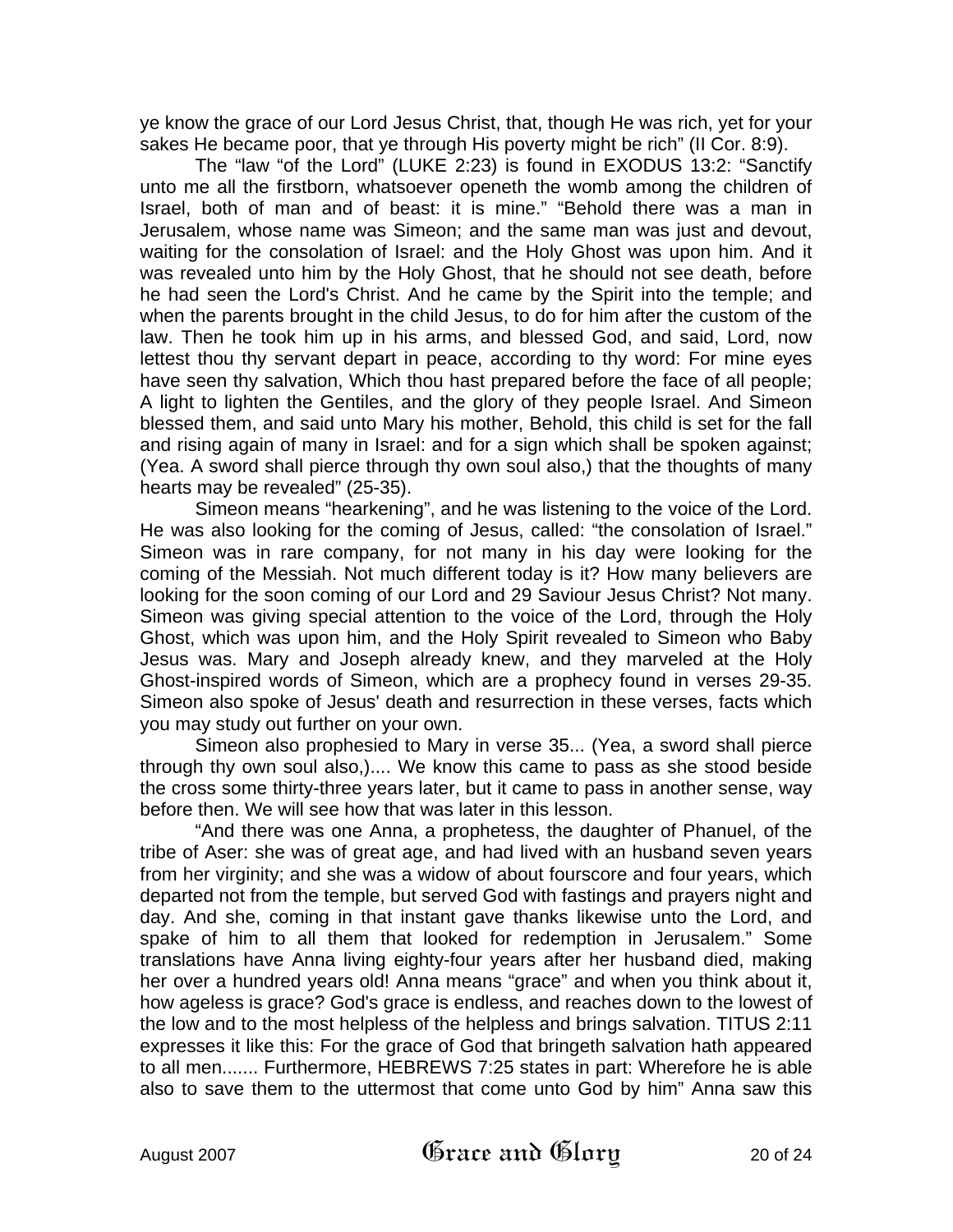ye know the grace of our Lord Jesus Christ, that, though He was rich, yet for your sakes He became poor, that ye through His poverty might be rich" (II Cor. 8:9).

The "law "of the Lord" (LUKE 2:23) is found in EXODUS 13:2: "Sanctify unto me all the firstborn, whatsoever openeth the womb among the children of Israel, both of man and of beast: it is mine." "Behold there was a man in Jerusalem, whose name was Simeon; and the same man was just and devout, waiting for the consolation of Israel: and the Holy Ghost was upon him. And it was revealed unto him by the Holy Ghost, that he should not see death, before he had seen the Lord's Christ. And he came by the Spirit into the temple; and when the parents brought in the child Jesus, to do for him after the custom of the law. Then he took him up in his arms, and blessed God, and said, Lord, now lettest thou thy servant depart in peace, according to thy word: For mine eyes have seen thy salvation, Which thou hast prepared before the face of all people; A light to lighten the Gentiles, and the glory of they people Israel. And Simeon blessed them, and said unto Mary his mother, Behold, this child is set for the fall and rising again of many in Israel: and for a sign which shall be spoken against; (Yea. A sword shall pierce through thy own soul also,) that the thoughts of many hearts may be revealed" (25-35).

Simeon means "hearkening", and he was listening to the voice of the Lord. He was also looking for the coming of Jesus, called: "the consolation of Israel." Simeon was in rare company, for not many in his day were looking for the coming of the Messiah. Not much different today is it? How many believers are looking for the soon coming of our Lord and 29 Saviour Jesus Christ? Not many. Simeon was giving special attention to the voice of the Lord, through the Holy Ghost, which was upon him, and the Holy Spirit revealed to Simeon who Baby Jesus was. Mary and Joseph already knew, and they marveled at the Holy Ghost-inspired words of Simeon, which are a prophecy found in verses 29-35. Simeon also spoke of Jesus' death and resurrection in these verses, facts which you may study out further on your own.

Simeon also prophesied to Mary in verse 35... (Yea, a sword shall pierce through thy own soul also,).... We know this came to pass as she stood beside the cross some thirty-three years later, but it came to pass in another sense, way before then. We will see how that was later in this lesson.

"And there was one Anna, a prophetess, the daughter of Phanuel, of the tribe of Aser: she was of great age, and had lived with an husband seven years from her virginity; and she was a widow of about fourscore and four years, which departed not from the temple, but served God with fastings and prayers night and day. And she, coming in that instant gave thanks likewise unto the Lord, and spake of him to all them that looked for redemption in Jerusalem." Some translations have Anna living eighty-four years after her husband died, making her over a hundred years old! Anna means "grace" and when you think about it, how ageless is grace? God's grace is endless, and reaches down to the lowest of the low and to the most helpless of the helpless and brings salvation. TITUS 2:11 expresses it like this: For the grace of God that bringeth salvation hath appeared to all men....... Furthermore, HEBREWS 7:25 states in part: Wherefore he is able also to save them to the uttermost that come unto God by him" Anna saw this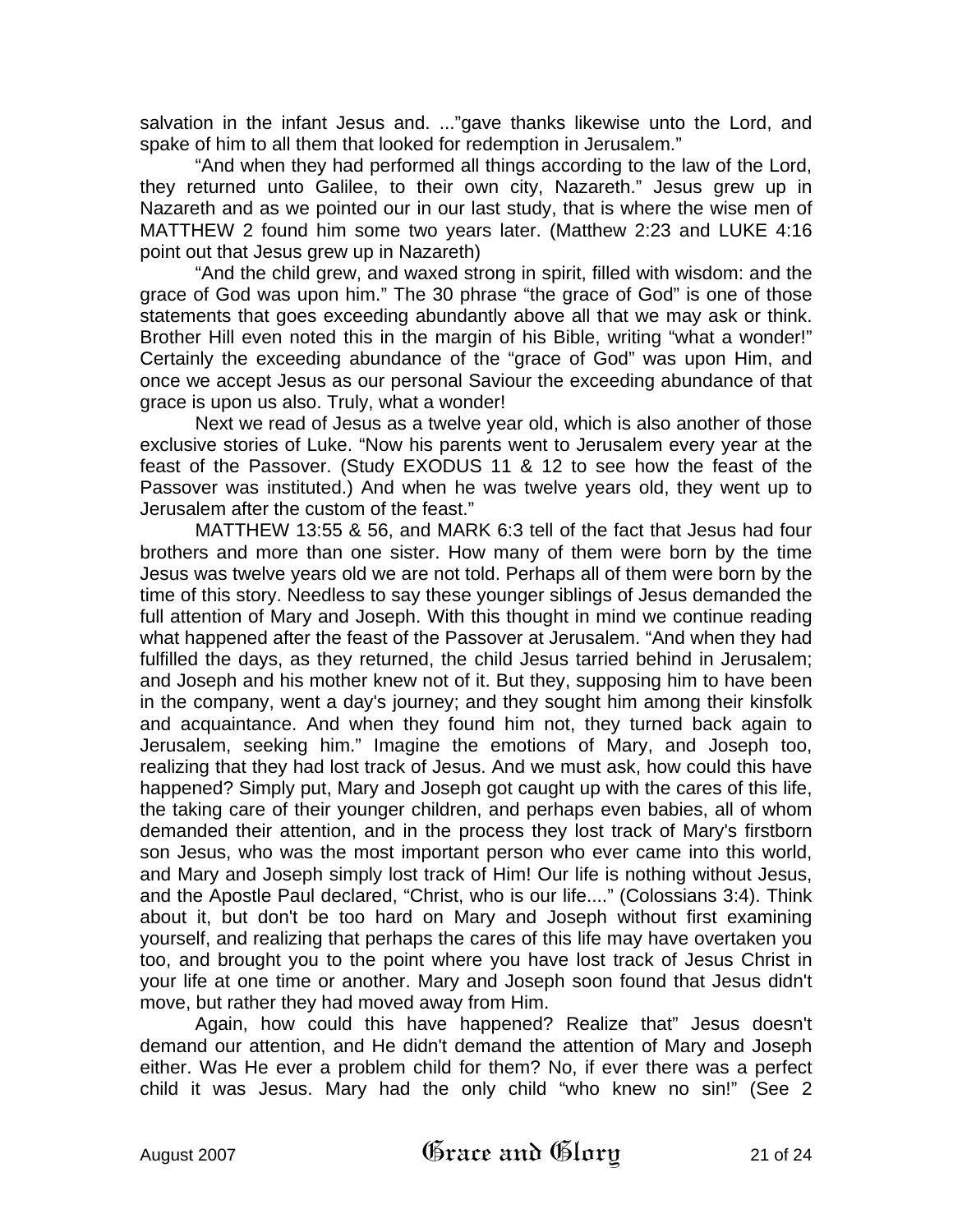salvation in the infant Jesus and. ...”gave thanks likewise unto the Lord, and spake of him to all them that looked for redemption in Jerusalem.”

“And when they had performed all things according to the law of the Lord, they returned unto Galilee, to their own city, Nazareth.” Jesus grew up in Nazareth and as we pointed our in our last study, that is where the wise men of MATTHEW 2 found him some two years later. (Matthew 2:23 and LUKE 4:16 point out that Jesus grew up in Nazareth)

“And the child grew, and waxed strong in spirit, filled with wisdom: and the grace of God was upon him.” The 30 phrase “the grace of God” is one of those statements that goes exceeding abundantly above all that we may ask or think. Brother Hill even noted this in the margin of his Bible, writing “what a wonder!” Certainly the exceeding abundance of the “grace of God” was upon Him, and once we accept Jesus as our personal Saviour the exceeding abundance of that grace is upon us also. Truly, what a wonder!

Next we read of Jesus as a twelve year old, which is also another of those exclusive stories of Luke. “Now his parents went to Jerusalem every year at the feast of the Passover. (Study EXODUS 11 & 12 to see how the feast of the Passover was instituted.) And when he was twelve years old, they went up to Jerusalem after the custom of the feast.”

MATTHEW 13:55 & 56, and MARK 6:3 tell of the fact that Jesus had four brothers and more than one sister. How many of them were born by the time Jesus was twelve years old we are not told. Perhaps all of them were born by the time of this story. Needless to say these younger siblings of Jesus demanded the full attention of Mary and Joseph. With this thought in mind we continue reading what happened after the feast of the Passover at Jerusalem. “And when they had fulfilled the days, as they returned, the child Jesus tarried behind in Jerusalem; and Joseph and his mother knew not of it. But they, supposing him to have been in the company, went a day's journey; and they sought him among their kinsfolk and acquaintance. And when they found him not, they turned back again to Jerusalem, seeking him.” Imagine the emotions of Mary, and Joseph too, realizing that they had lost track of Jesus. And we must ask, how could this have happened? Simply put, Mary and Joseph got caught up with the cares of this life, the taking care of their younger children, and perhaps even babies, all of whom demanded their attention, and in the process they lost track of Mary's firstborn son Jesus, who was the most important person who ever came into this world, and Mary and Joseph simply lost track of Him! Our life is nothing without Jesus, and the Apostle Paul declared, “Christ, who is our life....” (Colossians 3:4). Think about it, but don't be too hard on Mary and Joseph without first examining yourself, and realizing that perhaps the cares of this life may have overtaken you too, and brought you to the point where you have lost track of Jesus Christ in your life at one time or another. Mary and Joseph soon found that Jesus didn't move, but rather they had moved away from Him.

Again, how could this have happened? Realize that” Jesus doesn't demand our attention, and He didn't demand the attention of Mary and Joseph either. Was He ever a problem child for them? No, if ever there was a perfect child it was Jesus. Mary had the only child “who knew no sin!” (See 2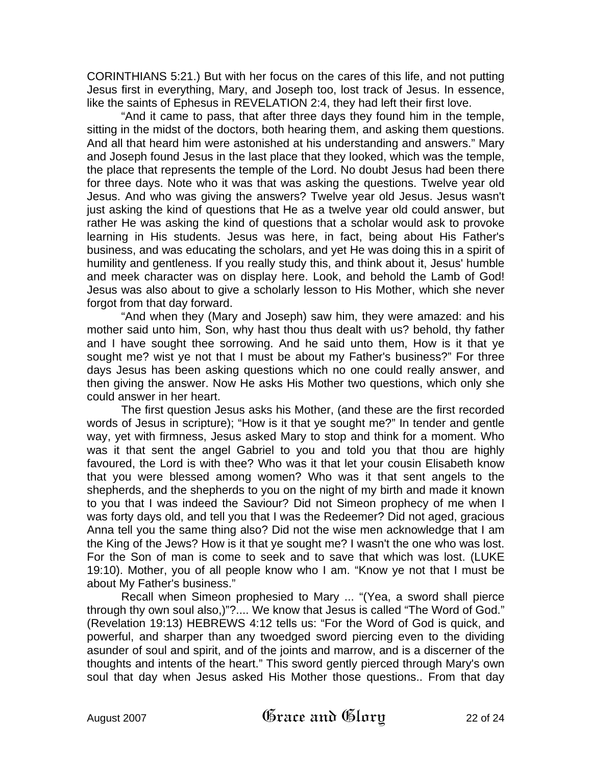CORINTHIANS 5:21.) But with her focus on the cares of this life, and not putting Jesus first in everything, Mary, and Joseph too, lost track of Jesus. In essence, like the saints of Ephesus in REVELATION 2:4, they had left their first love.

"And it came to pass, that after three days they found him in the temple, sitting in the midst of the doctors, both hearing them, and asking them questions. And all that heard him were astonished at his understanding and answers." Mary and Joseph found Jesus in the last place that they looked, which was the temple, the place that represents the temple of the Lord. No doubt Jesus had been there for three days. Note who it was that was asking the questions. Twelve year old Jesus. And who was giving the answers? Twelve year old Jesus. Jesus wasn't just asking the kind of questions that He as a twelve year old could answer, but rather He was asking the kind of questions that a scholar would ask to provoke learning in His students. Jesus was here, in fact, being about His Father's business, and was educating the scholars, and yet He was doing this in a spirit of humility and gentleness. If you really study this, and think about it, Jesus' humble and meek character was on display here. Look, and behold the Lamb of God! Jesus was also about to give a scholarly lesson to His Mother, which she never forgot from that day forward.

"And when they (Mary and Joseph) saw him, they were amazed: and his mother said unto him, Son, why hast thou thus dealt with us? behold, thy father and I have sought thee sorrowing. And he said unto them, How is it that ye sought me? wist ye not that I must be about my Father's business?" For three days Jesus has been asking questions which no one could really answer, and then giving the answer. Now He asks His Mother two questions, which only she could answer in her heart.

The first question Jesus asks his Mother, (and these are the first recorded words of Jesus in scripture); "How is it that ye sought me?" In tender and gentle way, yet with firmness, Jesus asked Mary to stop and think for a moment. Who was it that sent the angel Gabriel to you and told you that thou are highly favoured, the Lord is with thee? Who was it that let your cousin Elisabeth know that you were blessed among women? Who was it that sent angels to the shepherds, and the shepherds to you on the night of my birth and made it known to you that I was indeed the Saviour? Did not Simeon prophecy of me when I was forty days old, and tell you that I was the Redeemer? Did not aged, gracious Anna tell you the same thing also? Did not the wise men acknowledge that I am the King of the Jews? How is it that ye sought me? I wasn't the one who was lost. For the Son of man is come to seek and to save that which was lost. (LUKE 19:10). Mother, you of all people know who I am. "Know ye not that I must be about My Father's business."

Recall when Simeon prophesied to Mary ... "(Yea, a sword shall pierce through thy own soul also,)"?.... We know that Jesus is called "The Word of God." (Revelation 19:13) HEBREWS 4:12 tells us: "For the Word of God is quick, and powerful, and sharper than any twoedged sword piercing even to the dividing asunder of soul and spirit, and of the joints and marrow, and is a discerner of the thoughts and intents of the heart." This sword gently pierced through Mary's own soul that day when Jesus asked His Mother those questions.. From that day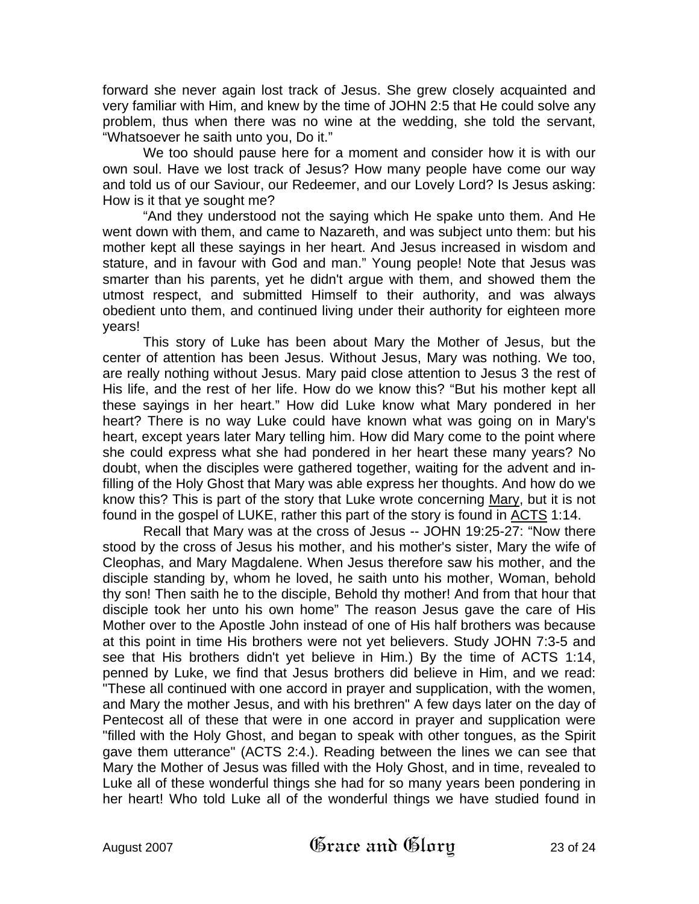forward she never again lost track of Jesus. She grew closely acquainted and very familiar with Him, and knew by the time of JOHN 2:5 that He could solve any problem, thus when there was no wine at the wedding, she told the servant, “Whatsoever he saith unto you, Do it.”

We too should pause here for a moment and consider how it is with our own soul. Have we lost track of Jesus? How many people have come our way and told us of our Saviour, our Redeemer, and our Lovely Lord? Is Jesus asking: How is it that ye sought me?

“And they understood not the saying which He spake unto them. And He went down with them, and came to Nazareth, and was subject unto them: but his mother kept all these sayings in her heart. And Jesus increased in wisdom and stature, and in favour with God and man.” Young people! Note that Jesus was smarter than his parents, yet he didn't argue with them, and showed them the utmost respect, and submitted Himself to their authority, and was always obedient unto them, and continued living under their authority for eighteen more years!

This story of Luke has been about Mary the Mother of Jesus, but the center of attention has been Jesus. Without Jesus, Mary was nothing. We too, are really nothing without Jesus. Mary paid close attention to Jesus 3 the rest of His life, and the rest of her life. How do we know this? “But his mother kept all these sayings in her heart.” How did Luke know what Mary pondered in her heart? There is no way Luke could have known what was going on in Mary's heart, except years later Mary telling him. How did Mary come to the point where she could express what she had pondered in her heart these many years? No doubt, when the disciples were gathered together, waiting for the advent and in-filling of the Holy Ghost that Mary was able express her thoughts. And how do we know this? This is part of the story that Luke wrote concerning Mary, but it is not found in the gospel of LUKE, rather this part of the story is found in ACTS 1:14.

Recall that Mary was at the cross of Jesus -- JOHN 19:25-27: “Now there stood by the cross of Jesus his mother, and his mother's sister, Mary the wife of Cleophas, and Mary Magdalene. When Jesus therefore saw his mother, and the disciple standing by, whom he loved, he saith unto his mother, Woman, behold thy son! Then saith he to the disciple, Behold thy mother! And from that hour that disciple took her unto his own home” The reason Jesus gave the care of His Mother over to the Apostle John instead of one of His half brothers was because at this point in time His brothers were not yet believers. Study JOHN 7:3-5 and see that His brothers didn't yet believe in Him.) By the time of ACTS 1:14, penned by Luke, we find that Jesus brothers did believe in Him, and we read: "These all continued with one accord in prayer and supplication, with the women, and Mary the mother Jesus, and with his brethren" A few days later on the day of Pentecost all of these that were in one accord in prayer and supplication were "filled with the Holy Ghost, and began to speak with other tongues, as the Spirit gave them utterance" (ACTS 2:4.). Reading between the lines we can see that Mary the Mother of Jesus was filled with the Holy Ghost, and in time, revealed to Luke all of these wonderful things she had for so many years been pondering in her heart! Who told Luke all of the wonderful things we have studied found in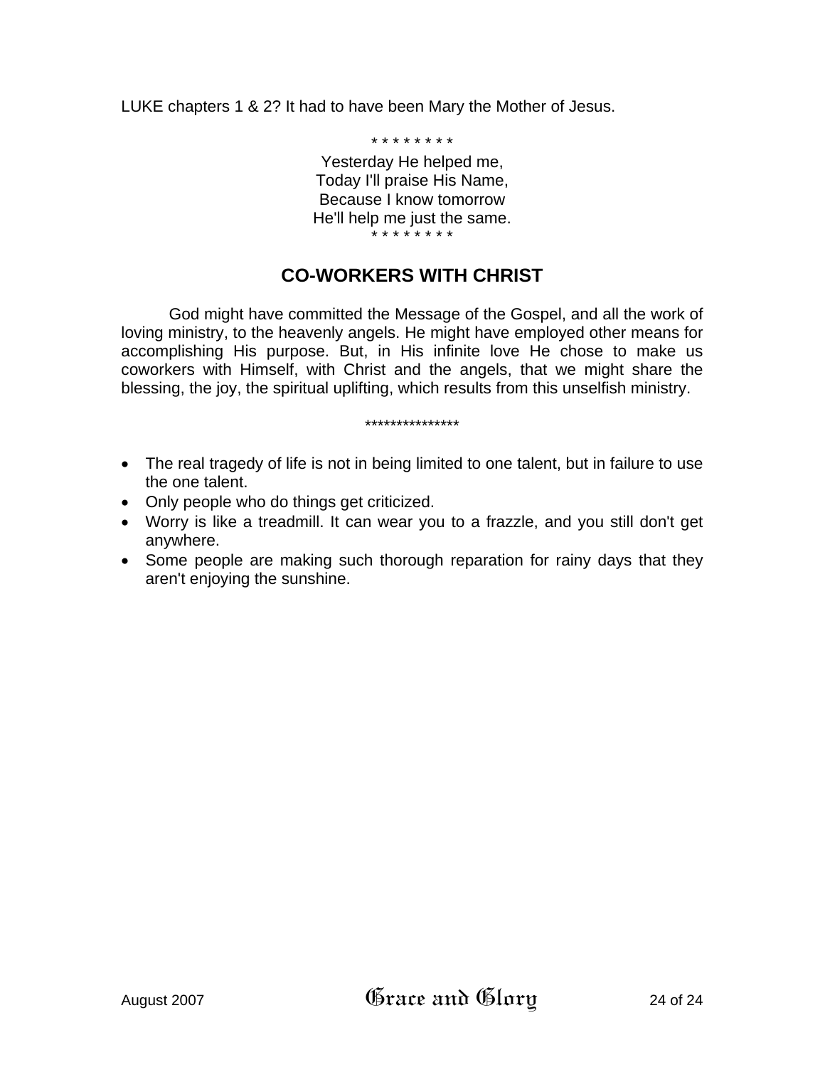LUKE chapters 1 & 2? It had to have been Mary the Mother of Jesus.

\* \* \* \* \* \* \* \*

Yesterday He helped me,  
Today I'll praise His Name,  
Because I know tomorrow  
He'll help me just the same.

\* \* \* \* \* \* \* \*

## CO-WORKERS WITH CHRIST

God might have committed the Message of the Gospel, and all the work of loving ministry, to the heavenly angels. He might have employed other means for accomplishing His purpose. But, in His infinite love He chose to make us coworkers with Himself, with Christ and the angels, that we might share the blessing, the joy, the spiritual uplifting, which results from this unselfish ministry.

\*\*\*\*\*\*\*\*\*\*\*\*\*\*\*

- The real tragedy of life is not in being limited to one talent, but in failure to use the one talent.
- Only people who do things get criticized.
- Worry is like a treadmill. It can wear you to a frazzle, and you still don't get anywhere.
- Some people are making such thorough reparation for rainy days that they aren't enjoying the sunshine.